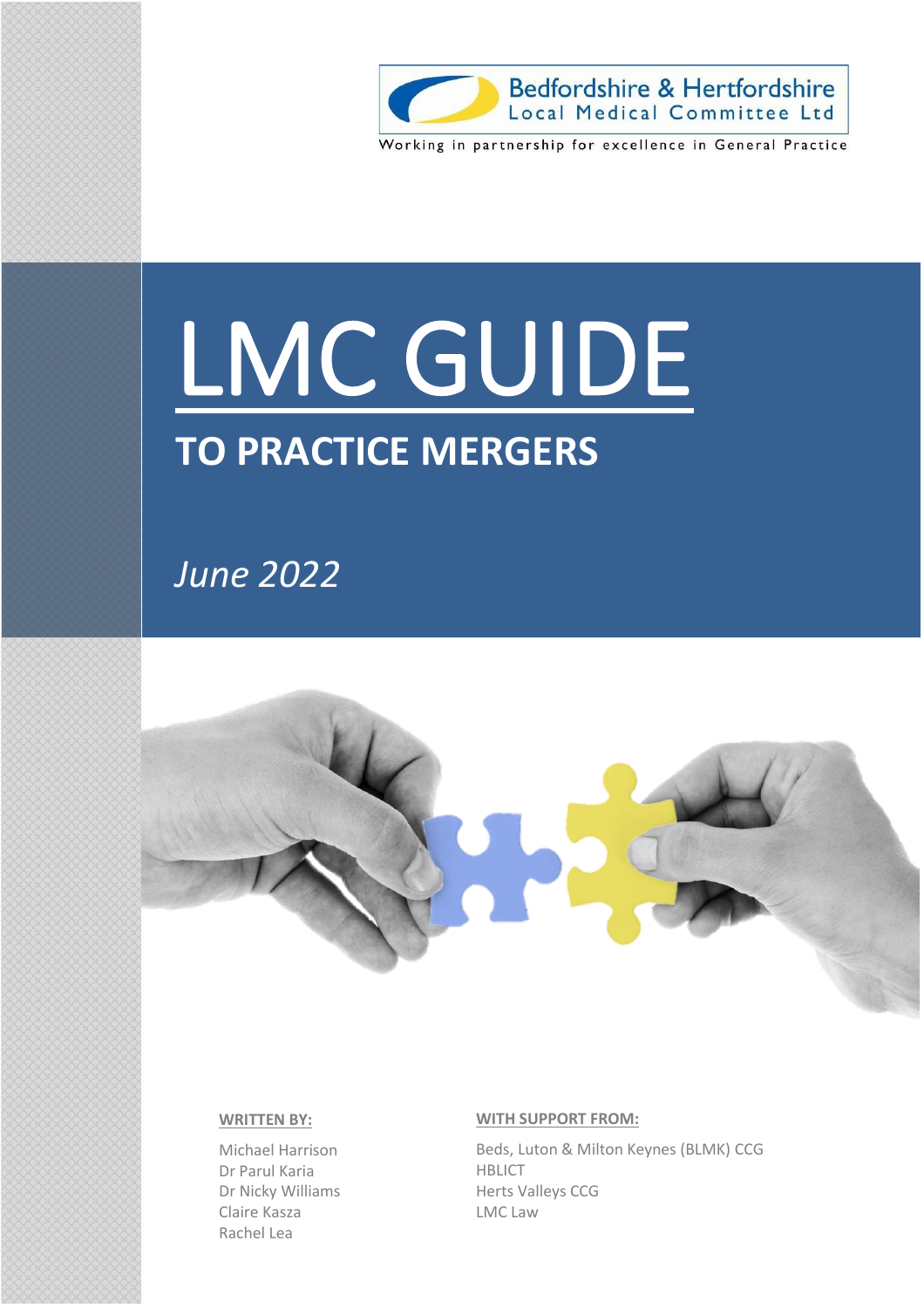Bedfordshire & Hertfordshire
Local Medical Committee Ltd

Working in partnership for excellence in General Practice

# LMC GUIDE

## TO PRACTICE MERGERS

*June 2022*

**WRITTEN BY:**

Michael Harrison
Dr Parul Karia
Dr Nicky Williams
Claire Kasza
Rachel Lea

**WITH SUPPORT FROM:**

Beds, Luton & Milton Keynes (BLMK) CCG
HBLICT
Herts Valleys CCG
LMC Law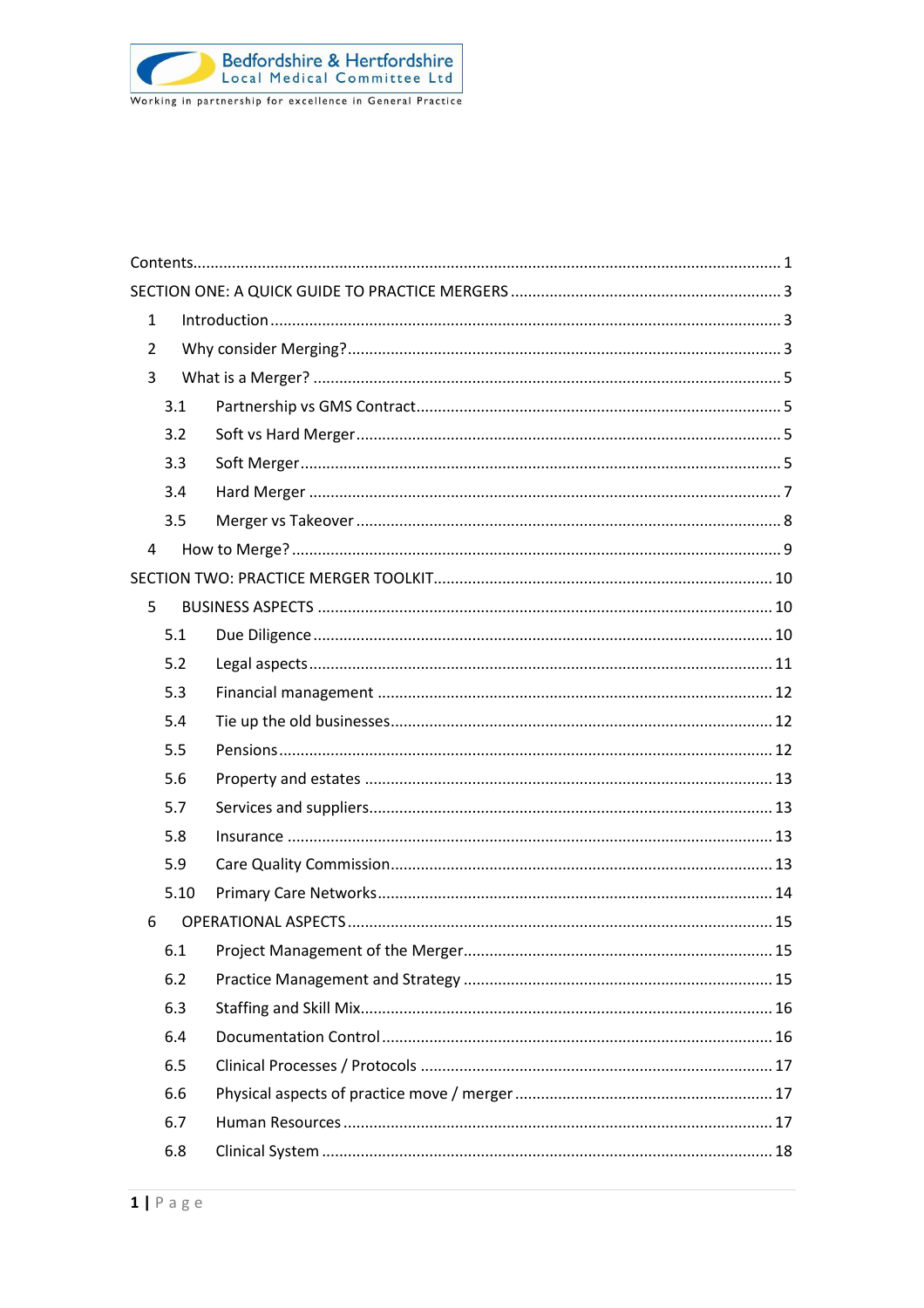Bedfordshire & Hertfordshire
Local Medical Committee Ltd
Working in partnership for excellence in General Practice

Contents........................................................................................................................ 1

SECTION ONE: A QUICK GUIDE TO PRACTICE MERGERS ................................................ 3

- 1 Introduction ........................................................................................................ 3
- 2 Why consider Merging? ...................................................................................... 3
- 3 What is a Merger? .............................................................................................. 5
  - 3.1 Partnership vs GMS Contract ....................................................................... 5
  - 3.2 Soft vs Hard Merger ..................................................................................... 5
  - 3.3 Soft Merger ................................................................................................... 5
  - 3.4 Hard Merger ................................................................................................. 7
  - 3.5 Merger vs Takeover ...................................................................................... 8
- 4 How to Merge? .................................................................................................... 9

SECTION TWO: PRACTICE MERGER TOOLKIT ............................................................... 10

- 5 BUSINESS ASPECTS ............................................................................................ 10
  - 5.1 Due Diligence ............................................................................................. 10
  - 5.2 Legal aspects .............................................................................................. 11
  - 5.3 Financial management ............................................................................... 12
  - 5.4 Tie up the old businesses ............................................................................ 12
  - 5.5 Pensions ..................................................................................................... 12
  - 5.6 Property and estates ................................................................................... 13
  - 5.7 Services and suppliers ................................................................................. 13
  - 5.8 Insurance ................................................................................................... 13
  - 5.9 Care Quality Commission ............................................................................ 13
  - 5.10 Primary Care Networks .............................................................................. 14
- 6 OPERATIONAL ASPECTS ..................................................................................... 15
  - 6.1 Project Management of the Merger ............................................................. 15
  - 6.2 Practice Management and Strategy ............................................................ 15
  - 6.3 Staffing and Skill Mix ................................................................................... 16
  - 6.4 Documentation Control ............................................................................... 16
  - 6.5 Clinical Processes / Protocols ...................................................................... 17
  - 6.6 Physical aspects of practice move / merger ................................................ 17
  - 6.7 Human Resources ...................................................................................... 17
  - 6.8 Clinical System ........................................................................................... 18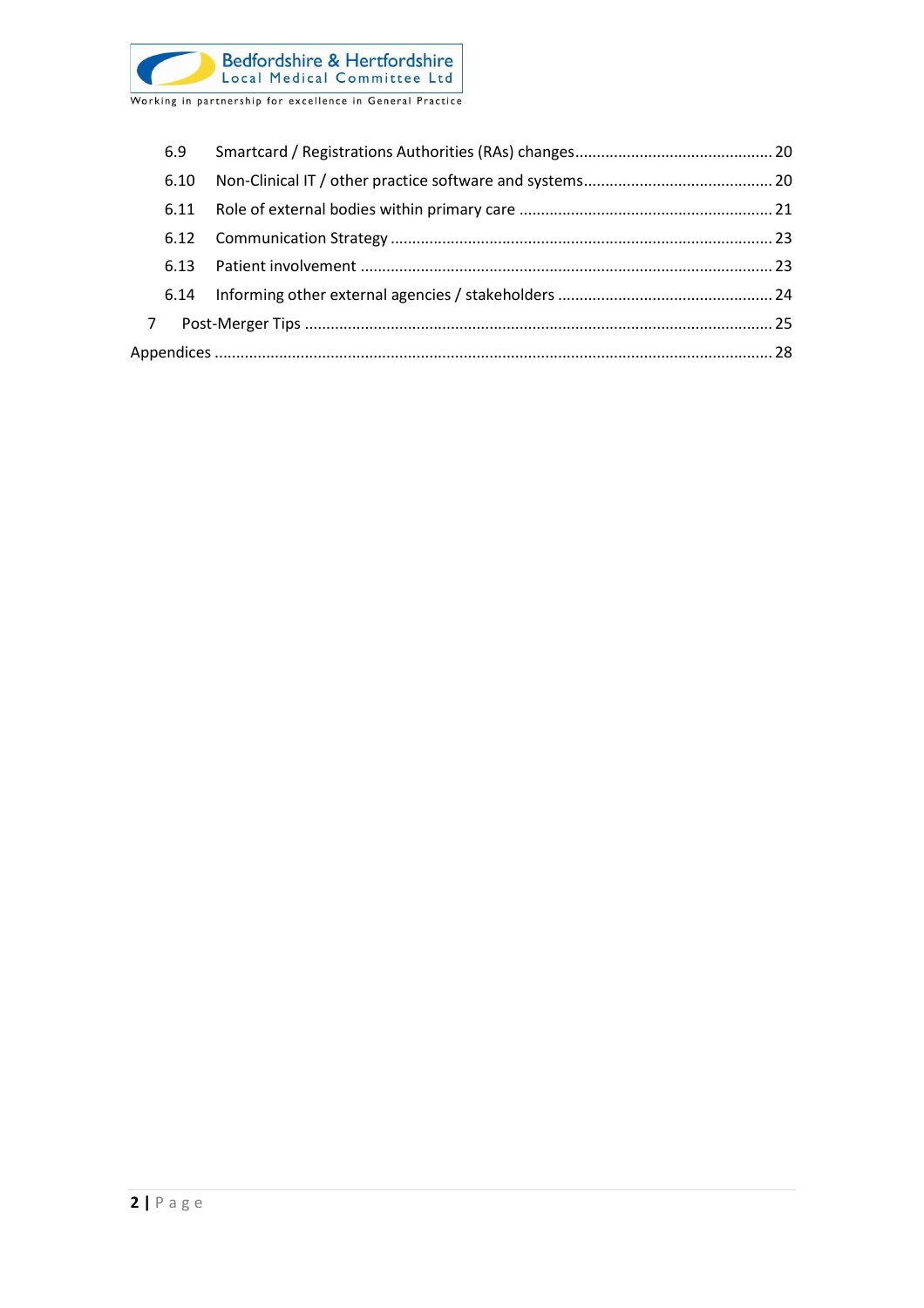6.9 Smartcard / Registrations Authorities (RAs) changes ............................................. 20

6.10 Non-Clinical IT / other practice software and systems ............................................ 20

6.11 Role of external bodies within primary care ........................................................... 21

6.12 Communication Strategy ......................................................................................... 23

6.13 Patient involvement ................................................................................................ 23

6.14 Informing other external agencies / stakeholders .................................................. 24

7 Post-Merger Tips ............................................................................................................ 25

Appendices ............................................................................................................................ 28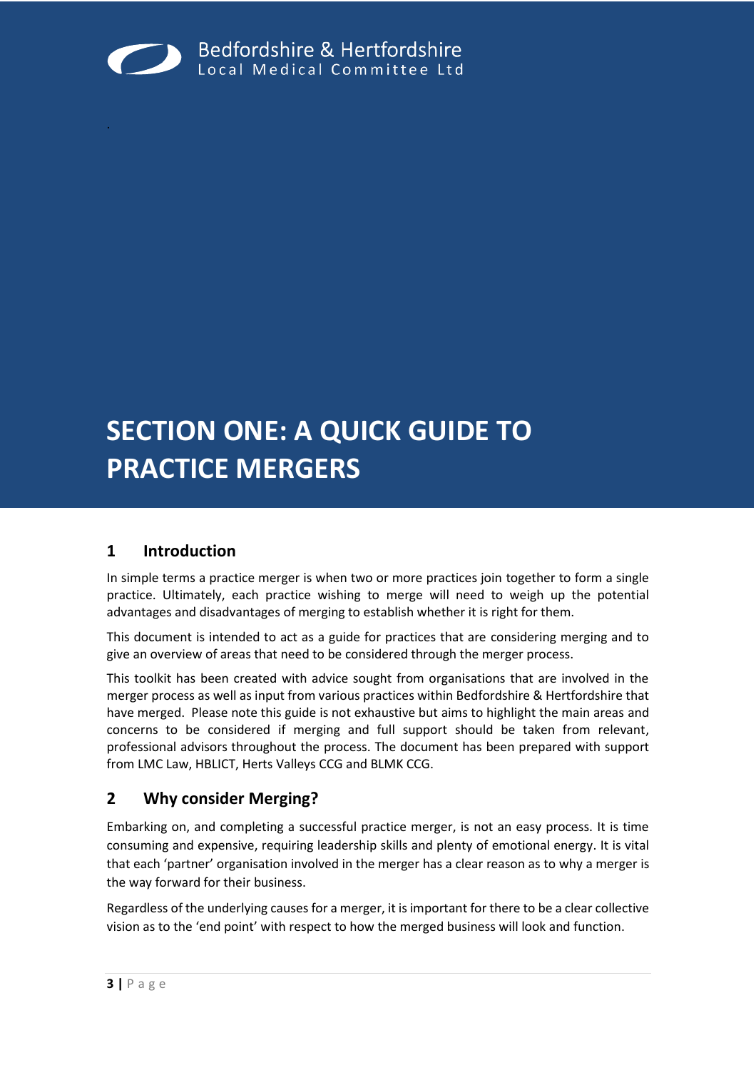Bedfordshire & Hertfordshire
Local Medical Committee Ltd

# SECTION ONE: A QUICK GUIDE TO PRACTICE MERGERS

## 1 Introduction

In simple terms a practice merger is when two or more practices join together to form a single practice. Ultimately, each practice wishing to merge will need to weigh up the potential advantages and disadvantages of merging to establish whether it is right for them.

This document is intended to act as a guide for practices that are considering merging and to give an overview of areas that need to be considered through the merger process.

This toolkit has been created with advice sought from organisations that are involved in the merger process as well as input from various practices within Bedfordshire & Hertfordshire that have merged. Please note this guide is not exhaustive but aims to highlight the main areas and concerns to be considered if merging and full support should be taken from relevant, professional advisors throughout the process. The document has been prepared with support from LMC Law, HBLICT, Herts Valleys CCG and BLMK CCG.

## 2 Why consider Merging?

Embarking on, and completing a successful practice merger, is not an easy process. It is time consuming and expensive, requiring leadership skills and plenty of emotional energy. It is vital that each 'partner' organisation involved in the merger has a clear reason as to why a merger is the way forward for their business.

Regardless of the underlying causes for a merger, it is important for there to be a clear collective vision as to the 'end point' with respect to how the merged business will look and function.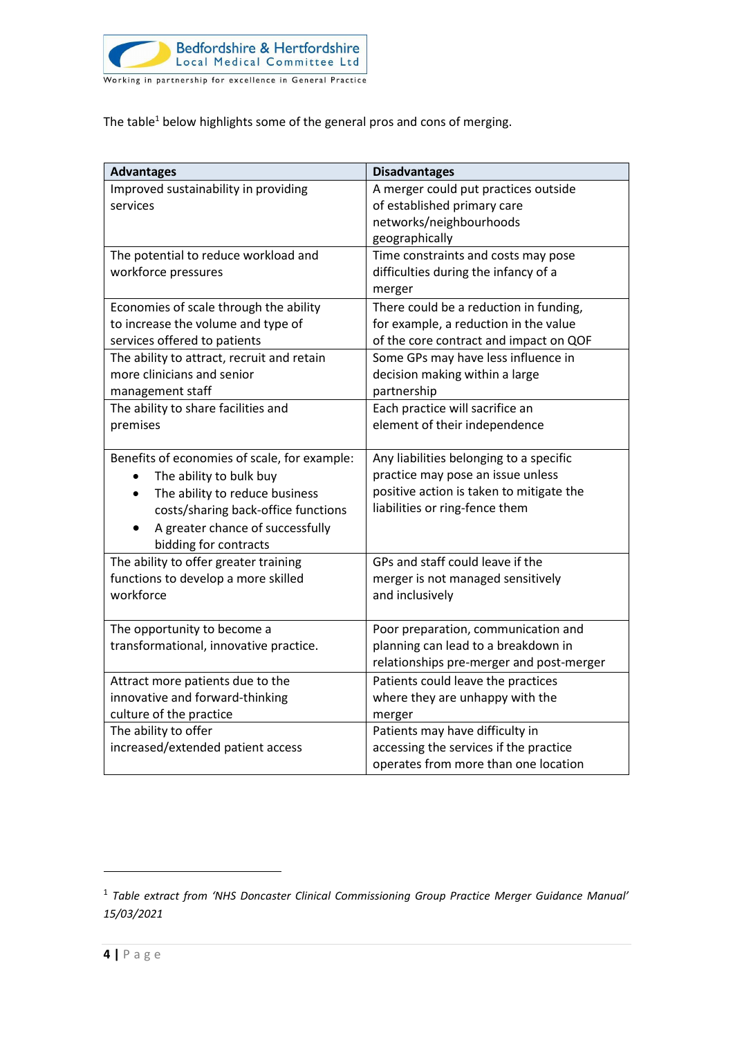The table[1] below highlights some of the general pros and cons of merging.

| Advantages | Disadvantages |
| --- | --- |
| Improved sustainability in providing services | A merger could put practices outside of established primary care networks/neighbourhoods geographically |
| The potential to reduce workload and workforce pressures | Time constraints and costs may pose difficulties during the infancy of a merger |
| Economies of scale through the ability to increase the volume and type of services offered to patients | There could be a reduction in funding, for example, a reduction in the value of the core contract and impact on QOF |
| The ability to attract, recruit and retain more clinicians and senior management staff | Some GPs may have less influence in decision making within a large partnership |
| The ability to share facilities and premises | Each practice will sacrifice an element of their independence |
| Benefits of economies of scale, for example: <br>• The ability to bulk buy <br>• The ability to reduce business costs/sharing back-office functions <br>• A greater chance of successfully bidding for contracts | Any liabilities belonging to a specific practice may pose an issue unless positive action is taken to mitigate the liabilities or ring-fence them |
| The ability to offer greater training functions to develop a more skilled workforce | GPs and staff could leave if the merger is not managed sensitively and inclusively |
| The opportunity to become a transformational, innovative practice. | Poor preparation, communication and planning can lead to a breakdown in relationships pre-merger and post-merger |
| Attract more patients due to the innovative and forward-thinking culture of the practice | Patients could leave the practices where they are unhappy with the merger |
| The ability to offer increased/extended patient access | Patients may have difficulty in accessing the services if the practice operates from more than one location |

[1] *Table extract from 'NHS Doncaster Clinical Commissioning Group Practice Merger Guidance Manual' 15/03/2021*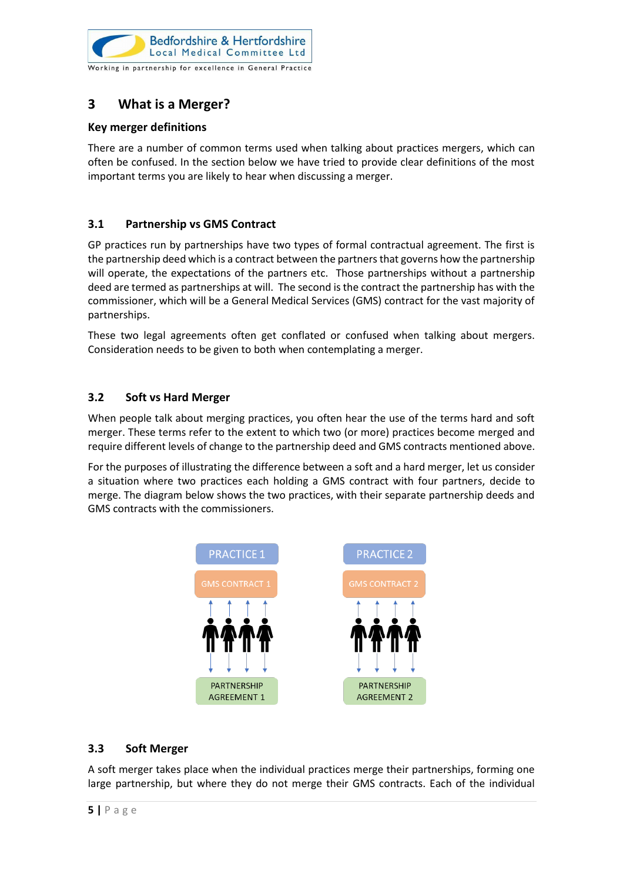## 3 What is a Merger?

### Key merger definitions

There are a number of common terms used when talking about practices mergers, which can often be confused. In the section below we have tried to provide clear definitions of the most important terms you are likely to hear when discussing a merger.

### 3.1 Partnership vs GMS Contract

GP practices run by partnerships have two types of formal contractual agreement. The first is the partnership deed which is a contract between the partners that governs how the partnership will operate, the expectations of the partners etc. Those partnerships without a partnership deed are termed as partnerships at will. The second is the contract the partnership has with the commissioner, which will be a General Medical Services (GMS) contract for the vast majority of partnerships.

These two legal agreements often get conflated or confused when talking about mergers. Consideration needs to be given to both when contemplating a merger.

### 3.2 Soft vs Hard Merger

When people talk about merging practices, you often hear the use of the terms hard and soft merger. These terms refer to the extent to which two (or more) practices become merged and require different levels of change to the partnership deed and GMS contracts mentioned above.

For the purposes of illustrating the difference between a soft and a hard merger, let us consider a situation where two practices each holding a GMS contract with four partners, decide to merge. The diagram below shows the two practices, with their separate partnership deeds and GMS contracts with the commissioners.

PRACTICE 1 | PRACTICE 2

GMS CONTRACT 1 | GMS CONTRACT 2

PARTNERSHIP AGREEMENT 1 | PARTNERSHIP AGREEMENT 2

### 3.3 Soft Merger

A soft merger takes place when the individual practices merge their partnerships, forming one large partnership, but where they do not merge their GMS contracts. Each of the individual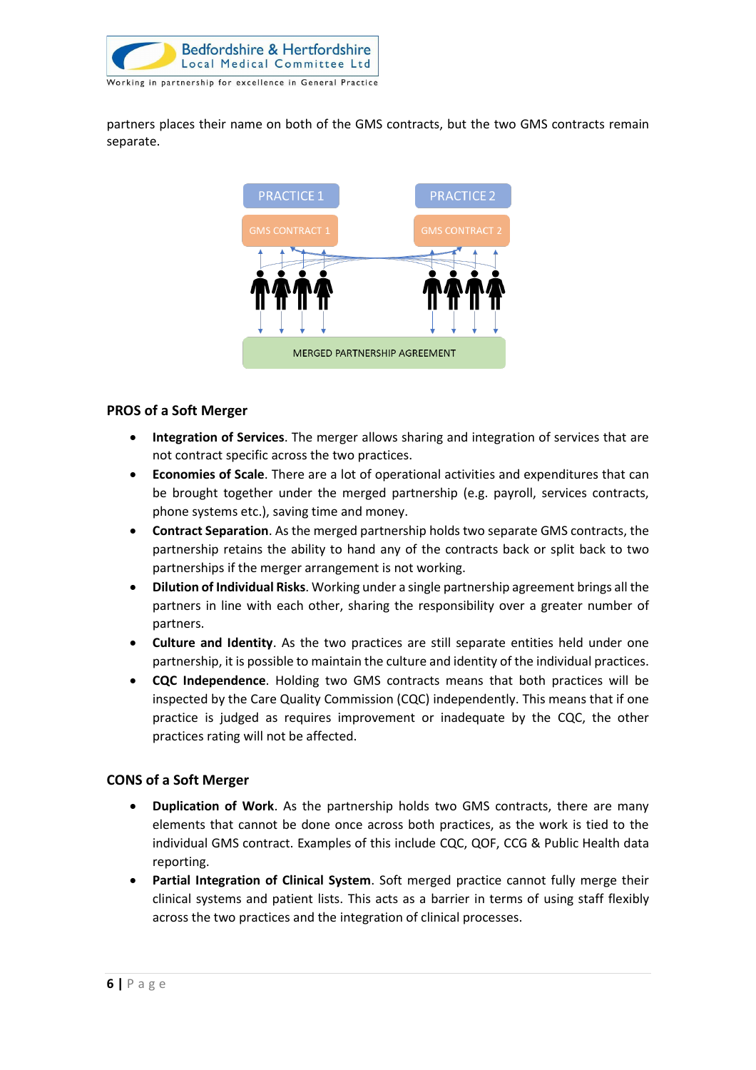partners places their name on both of the GMS contracts, but the two GMS contracts remain separate.

PRACTICE 1

GMS CONTRACT 1

PRACTICE 2

GMS CONTRACT 2

MERGED PARTNERSHIP AGREEMENT

### PROS of a Soft Merger

- **Integration of Services**. The merger allows sharing and integration of services that are not contract specific across the two practices.
- **Economies of Scale**. There are a lot of operational activities and expenditures that can be brought together under the merged partnership (e.g. payroll, services contracts, phone systems etc.), saving time and money.
- **Contract Separation**. As the merged partnership holds two separate GMS contracts, the partnership retains the ability to hand any of the contracts back or split back to two partnerships if the merger arrangement is not working.
- **Dilution of Individual Risks**. Working under a single partnership agreement brings all the partners in line with each other, sharing the responsibility over a greater number of partners.
- **Culture and Identity**. As the two practices are still separate entities held under one partnership, it is possible to maintain the culture and identity of the individual practices.
- **CQC Independence**. Holding two GMS contracts means that both practices will be inspected by the Care Quality Commission (CQC) independently. This means that if one practice is judged as requires improvement or inadequate by the CQC, the other practices rating will not be affected.

### CONS of a Soft Merger

- **Duplication of Work**. As the partnership holds two GMS contracts, there are many elements that cannot be done once across both practices, as the work is tied to the individual GMS contract. Examples of this include CQC, QOF, CCG & Public Health data reporting.
- **Partial Integration of Clinical System**. Soft merged practice cannot fully merge their clinical systems and patient lists. This acts as a barrier in terms of using staff flexibly across the two practices and the integration of clinical processes.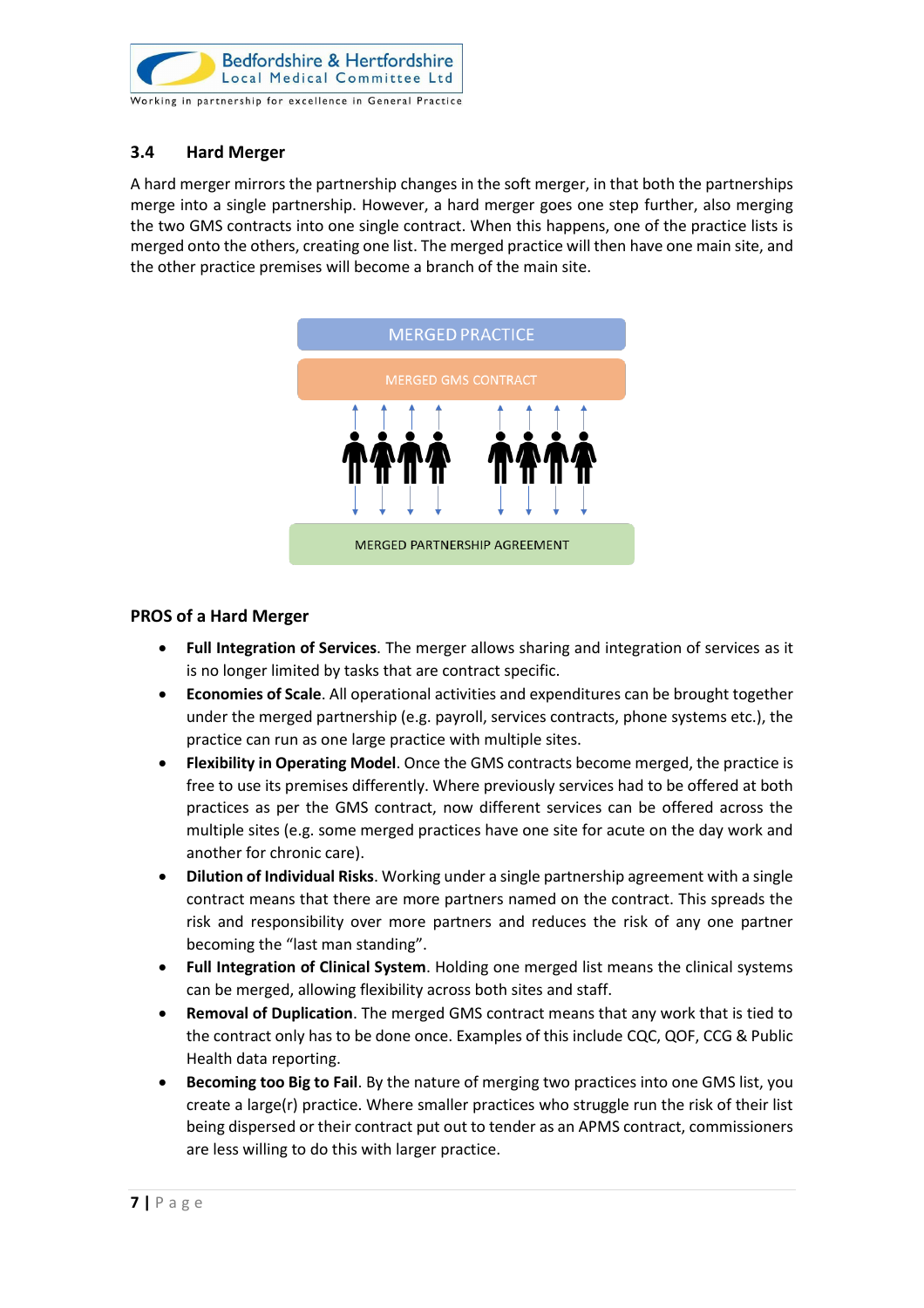### 3.4 Hard Merger

A hard merger mirrors the partnership changes in the soft merger, in that both the partnerships merge into a single partnership. However, a hard merger goes one step further, also merging the two GMS contracts into one single contract. When this happens, one of the practice lists is merged onto the others, creating one list. The merged practice will then have one main site, and the other practice premises will become a branch of the main site.

MERGED PRACTICE

MERGED GMS CONTRACT

MERGED PARTNERSHIP AGREEMENT

**PROS of a Hard Merger**

- **Full Integration of Services**. The merger allows sharing and integration of services as it is no longer limited by tasks that are contract specific.
- **Economies of Scale**. All operational activities and expenditures can be brought together under the merged partnership (e.g. payroll, services contracts, phone systems etc.), the practice can run as one large practice with multiple sites.
- **Flexibility in Operating Model**. Once the GMS contracts become merged, the practice is free to use its premises differently. Where previously services had to be offered at both practices as per the GMS contract, now different services can be offered across the multiple sites (e.g. some merged practices have one site for acute on the day work and another for chronic care).
- **Dilution of Individual Risks**. Working under a single partnership agreement with a single contract means that there are more partners named on the contract. This spreads the risk and responsibility over more partners and reduces the risk of any one partner becoming the "last man standing".
- **Full Integration of Clinical System**. Holding one merged list means the clinical systems can be merged, allowing flexibility across both sites and staff.
- **Removal of Duplication**. The merged GMS contract means that any work that is tied to the contract only has to be done once. Examples of this include CQC, QOF, CCG & Public Health data reporting.
- **Becoming too Big to Fail**. By the nature of merging two practices into one GMS list, you create a large(r) practice. Where smaller practices who struggle run the risk of their list being dispersed or their contract put out to tender as an APMS contract, commissioners are less willing to do this with larger practice.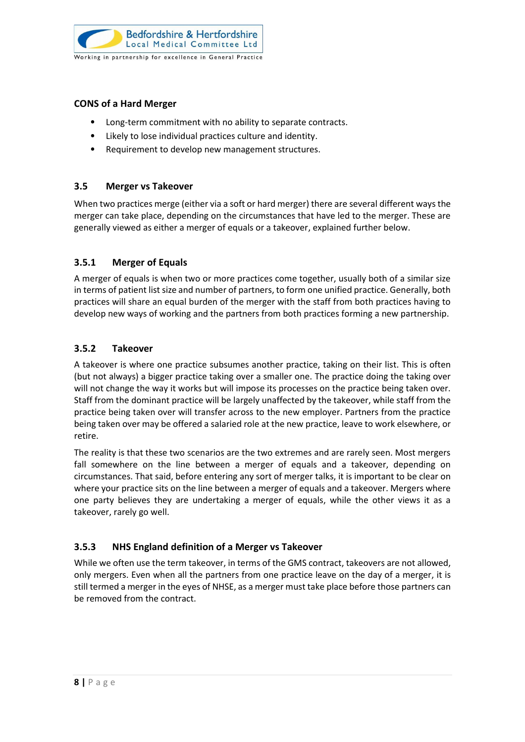**CONS of a Hard Merger**

- Long-term commitment with no ability to separate contracts.
- Likely to lose individual practices culture and identity.
- Requirement to develop new management structures.

### 3.5 Merger vs Takeover

When two practices merge (either via a soft or hard merger) there are several different ways the merger can take place, depending on the circumstances that have led to the merger. These are generally viewed as either a merger of equals or a takeover, explained further below.

#### 3.5.1 Merger of Equals

A merger of equals is when two or more practices come together, usually both of a similar size in terms of patient list size and number of partners, to form one unified practice. Generally, both practices will share an equal burden of the merger with the staff from both practices having to develop new ways of working and the partners from both practices forming a new partnership.

#### 3.5.2 Takeover

A takeover is where one practice subsumes another practice, taking on their list. This is often (but not always) a bigger practice taking over a smaller one. The practice doing the taking over will not change the way it works but will impose its processes on the practice being taken over. Staff from the dominant practice will be largely unaffected by the takeover, while staff from the practice being taken over will transfer across to the new employer. Partners from the practice being taken over may be offered a salaried role at the new practice, leave to work elsewhere, or retire.

The reality is that these two scenarios are the two extremes and are rarely seen. Most mergers fall somewhere on the line between a merger of equals and a takeover, depending on circumstances. That said, before entering any sort of merger talks, it is important to be clear on where your practice sits on the line between a merger of equals and a takeover. Mergers where one party believes they are undertaking a merger of equals, while the other views it as a takeover, rarely go well.

#### 3.5.3 NHS England definition of a Merger vs Takeover

While we often use the term takeover, in terms of the GMS contract, takeovers are not allowed, only mergers. Even when all the partners from one practice leave on the day of a merger, it is still termed a merger in the eyes of NHSE, as a merger must take place before those partners can be removed from the contract.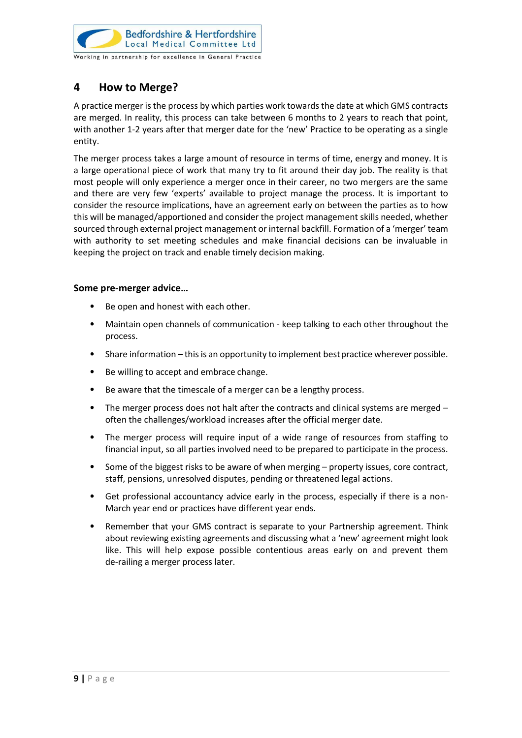## 4 How to Merge?

A practice merger is the process by which parties work towards the date at which GMS contracts are merged. In reality, this process can take between 6 months to 2 years to reach that point, with another 1-2 years after that merger date for the 'new' Practice to be operating as a single entity.

The merger process takes a large amount of resource in terms of time, energy and money. It is a large operational piece of work that many try to fit around their day job. The reality is that most people will only experience a merger once in their career, no two mergers are the same and there are very few 'experts' available to project manage the process. It is important to consider the resource implications, have an agreement early on between the parties as to how this will be managed/apportioned and consider the project management skills needed, whether sourced through external project management or internal backfill. Formation of a 'merger' team with authority to set meeting schedules and make financial decisions can be invaluable in keeping the project on track and enable timely decision making.

### Some pre-merger advice…

- Be open and honest with each other.
- Maintain open channels of communication - keep talking to each other throughout the process.
- Share information – this is an opportunity to implement best practice wherever possible.
- Be willing to accept and embrace change.
- Be aware that the timescale of a merger can be a lengthy process.
- The merger process does not halt after the contracts and clinical systems are merged – often the challenges/workload increases after the official merger date.
- The merger process will require input of a wide range of resources from staffing to financial input, so all parties involved need to be prepared to participate in the process.
- Some of the biggest risks to be aware of when merging – property issues, core contract, staff, pensions, unresolved disputes, pending or threatened legal actions.
- Get professional accountancy advice early in the process, especially if there is a non-March year end or practices have different year ends.
- Remember that your GMS contract is separate to your Partnership agreement. Think about reviewing existing agreements and discussing what a 'new' agreement might look like. This will help expose possible contentious areas early on and prevent them de-railing a merger process later.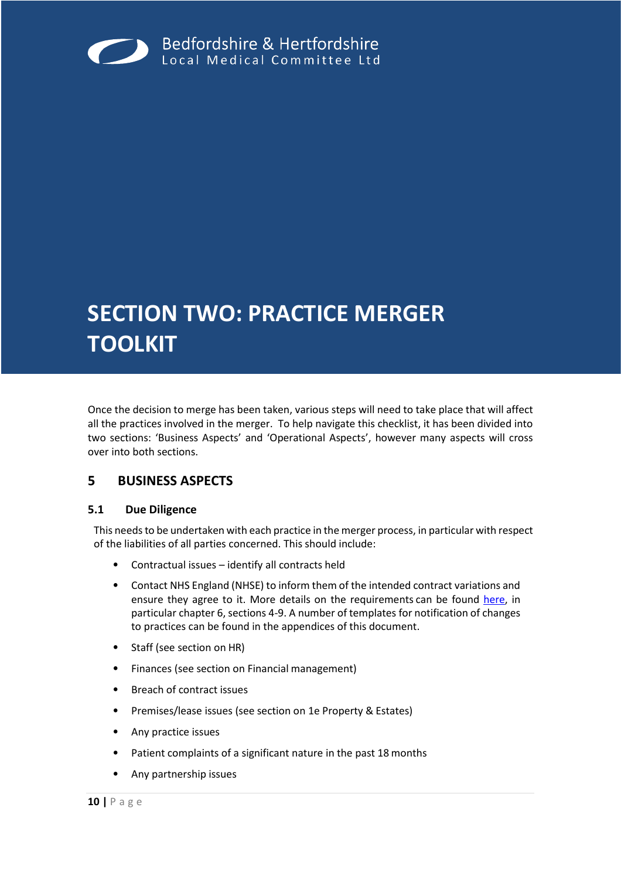Bedfordshire & Hertfordshire
Local Medical Committee Ltd

# SECTION TWO: PRACTICE MERGER TOOLKIT

Once the decision to merge has been taken, various steps will need to take place that will affect all the practices involved in the merger. To help navigate this checklist, it has been divided into two sections: 'Business Aspects' and 'Operational Aspects', however many aspects will cross over into both sections.

## 5 BUSINESS ASPECTS

### 5.1 Due Diligence

This needs to be undertaken with each practice in the merger process, in particular with respect of the liabilities of all parties concerned. This should include:

- Contractual issues – identify all contracts held
- Contact NHS England (NHSE) to inform them of the intended contract variations and ensure they agree to it. More details on the requirements can be found here, in particular chapter 6, sections 4-9. A number of templates for notification of changes to practices can be found in the appendices of this document.
- Staff (see section on HR)
- Finances (see section on Financial management)
- Breach of contract issues
- Premises/lease issues (see section on 1e Property & Estates)
- Any practice issues
- Patient complaints of a significant nature in the past 18 months
- Any partnership issues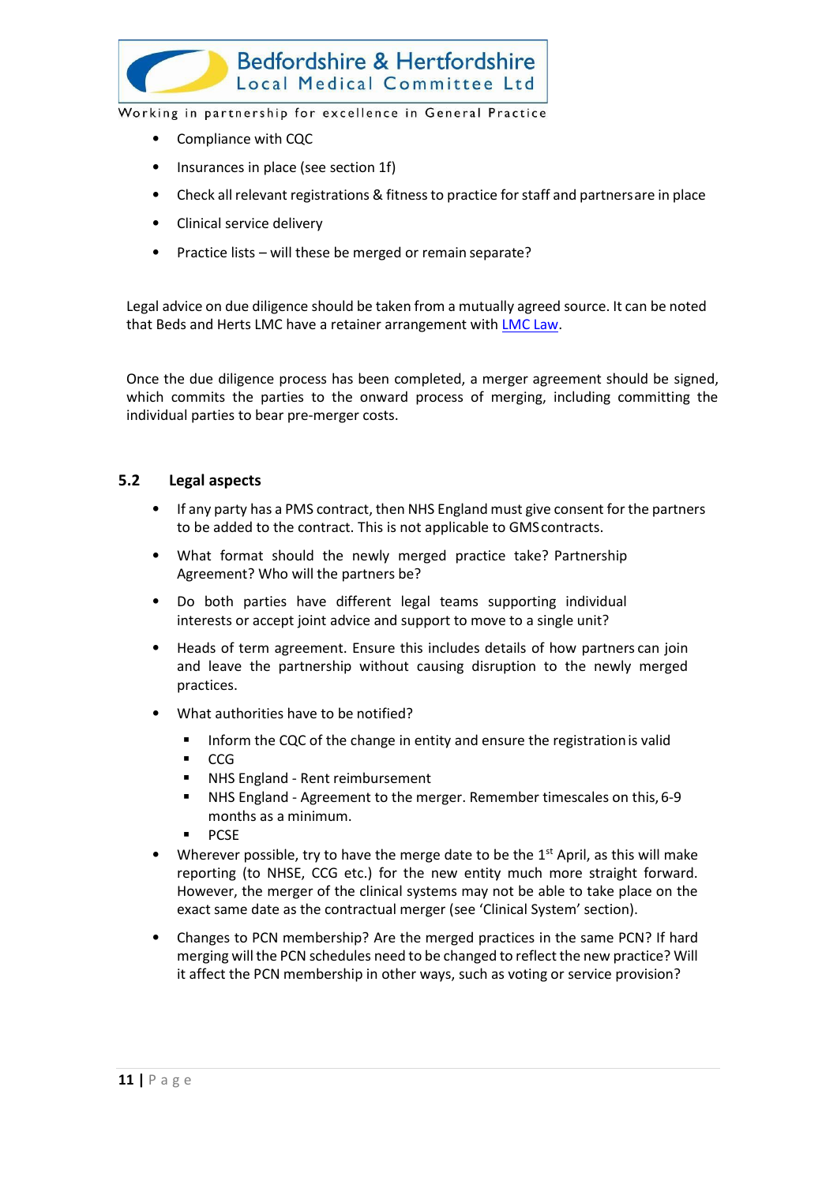- Compliance with CQC
- Insurances in place (see section 1f)
- Check all relevant registrations & fitness to practice for staff and partners are in place
- Clinical service delivery
- Practice lists – will these be merged or remain separate?

Legal advice on due diligence should be taken from a mutually agreed source. It can be noted that Beds and Herts LMC have a retainer arrangement with LMC Law.

Once the due diligence process has been completed, a merger agreement should be signed, which commits the parties to the onward process of merging, including committing the individual parties to bear pre-merger costs.

## 5.2 Legal aspects

- If any party has a PMS contract, then NHS England must give consent for the partners to be added to the contract. This is not applicable to GMS contracts.
- What format should the newly merged practice take? Partnership Agreement? Who will the partners be?
- Do both parties have different legal teams supporting individual interests or accept joint advice and support to move to a single unit?
- Heads of term agreement. Ensure this includes details of how partners can join and leave the partnership without causing disruption to the newly merged practices.
- What authorities have to be notified?
  - Inform the CQC of the change in entity and ensure the registration is valid
  - CCG
  - NHS England - Rent reimbursement
  - NHS England - Agreement to the merger. Remember timescales on this, 6-9 months as a minimum.
  - PCSE
- Wherever possible, try to have the merge date to be the 1st April, as this will make reporting (to NHSE, CCG etc.) for the new entity much more straight forward. However, the merger of the clinical systems may not be able to take place on the exact same date as the contractual merger (see 'Clinical System' section).
- Changes to PCN membership? Are the merged practices in the same PCN? If hard merging will the PCN schedules need to be changed to reflect the new practice? Will it affect the PCN membership in other ways, such as voting or service provision?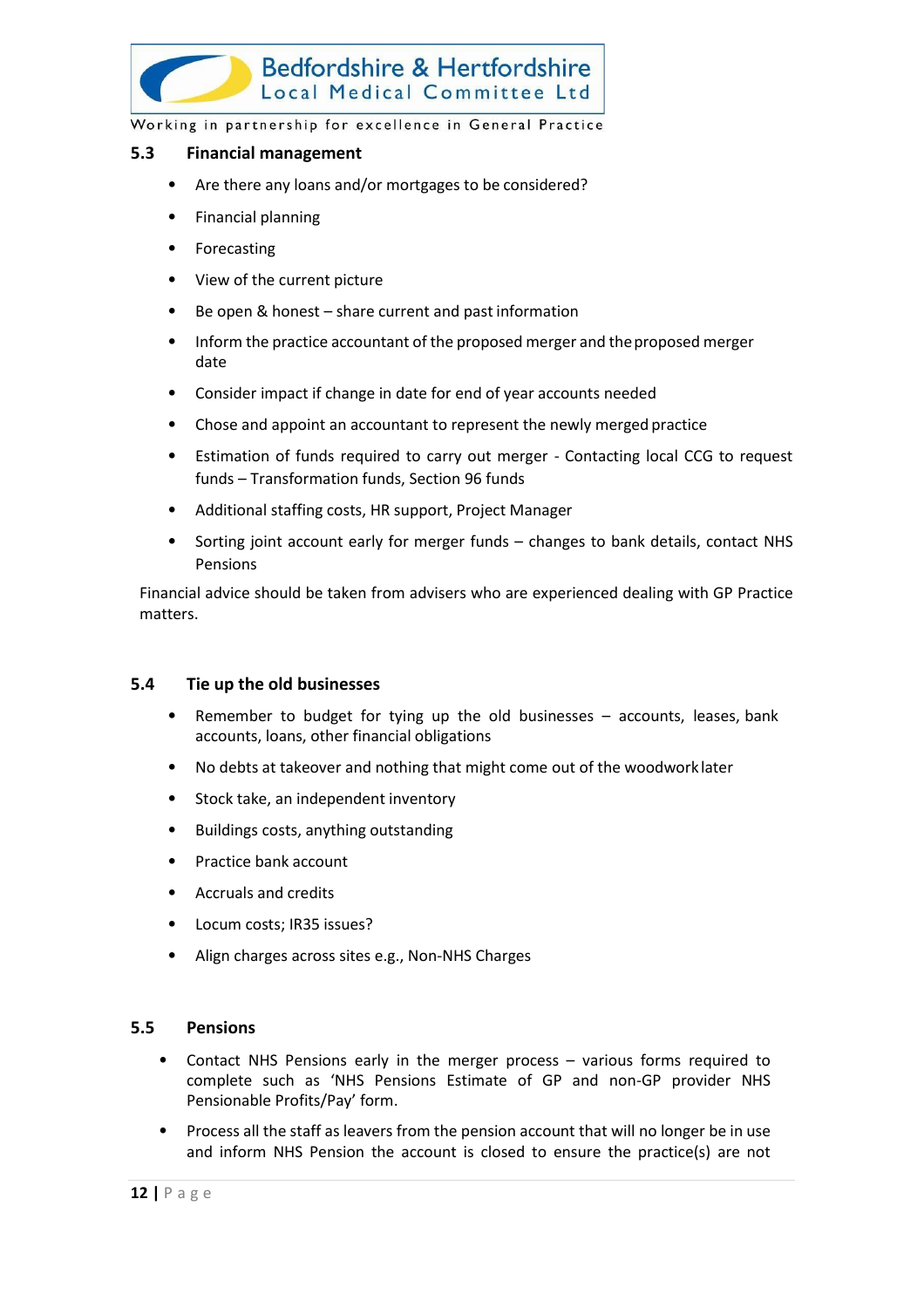### 5.3 Financial management

- Are there any loans and/or mortgages to be considered?
- Financial planning
- Forecasting
- View of the current picture
- Be open & honest – share current and past information
- Inform the practice accountant of the proposed merger and the proposed merger date
- Consider impact if change in date for end of year accounts needed
- Chose and appoint an accountant to represent the newly merged practice
- Estimation of funds required to carry out merger - Contacting local CCG to request funds – Transformation funds, Section 96 funds
- Additional staffing costs, HR support, Project Manager
- Sorting joint account early for merger funds – changes to bank details, contact NHS Pensions

Financial advice should be taken from advisers who are experienced dealing with GP Practice matters.

### 5.4 Tie up the old businesses

- Remember to budget for tying up the old businesses – accounts, leases, bank accounts, loans, other financial obligations
- No debts at takeover and nothing that might come out of the woodwork later
- Stock take, an independent inventory
- Buildings costs, anything outstanding
- Practice bank account
- Accruals and credits
- Locum costs; IR35 issues?
- Align charges across sites e.g., Non-NHS Charges

### 5.5 Pensions

- Contact NHS Pensions early in the merger process – various forms required to complete such as 'NHS Pensions Estimate of GP and non-GP provider NHS Pensionable Profits/Pay' form.
- Process all the staff as leavers from the pension account that will no longer be in use and inform NHS Pension the account is closed to ensure the practice(s) are not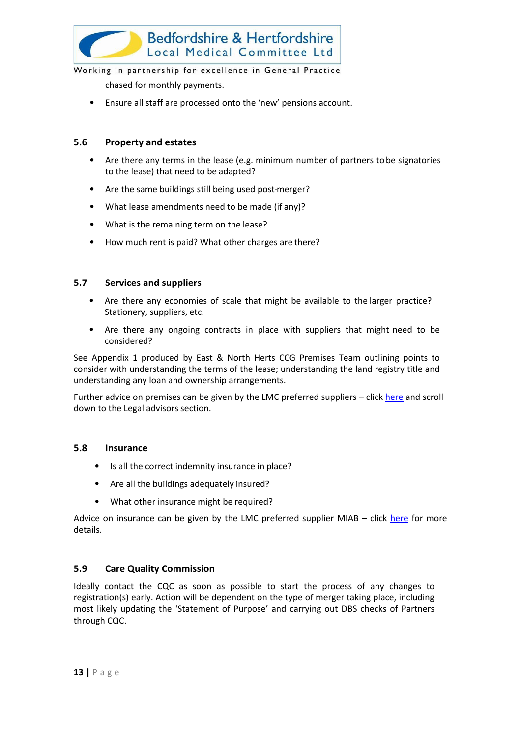chased for monthly payments.

- Ensure all staff are processed onto the 'new' pensions account.

### 5.6 Property and estates

- Are there any terms in the lease (e.g. minimum number of partners to be signatories to the lease) that need to be adapted?
- Are the same buildings still being used post-merger?
- What lease amendments need to be made (if any)?
- What is the remaining term on the lease?
- How much rent is paid? What other charges are there?

### 5.7 Services and suppliers

- Are there any economies of scale that might be available to the larger practice? Stationery, suppliers, etc.
- Are there any ongoing contracts in place with suppliers that might need to be considered?

See Appendix 1 produced by East & North Herts CCG Premises Team outlining points to consider with understanding the terms of the lease; understanding the land registry title and understanding any loan and ownership arrangements.

Further advice on premises can be given by the LMC preferred suppliers – click here and scroll down to the Legal advisors section.

### 5.8 Insurance

- Is all the correct indemnity insurance in place?
- Are all the buildings adequately insured?
- What other insurance might be required?

Advice on insurance can be given by the LMC preferred supplier MIAB – click here for more details.

### 5.9 Care Quality Commission

Ideally contact the CQC as soon as possible to start the process of any changes to registration(s) early. Action will be dependent on the type of merger taking place, including most likely updating the 'Statement of Purpose' and carrying out DBS checks of Partners through CQC.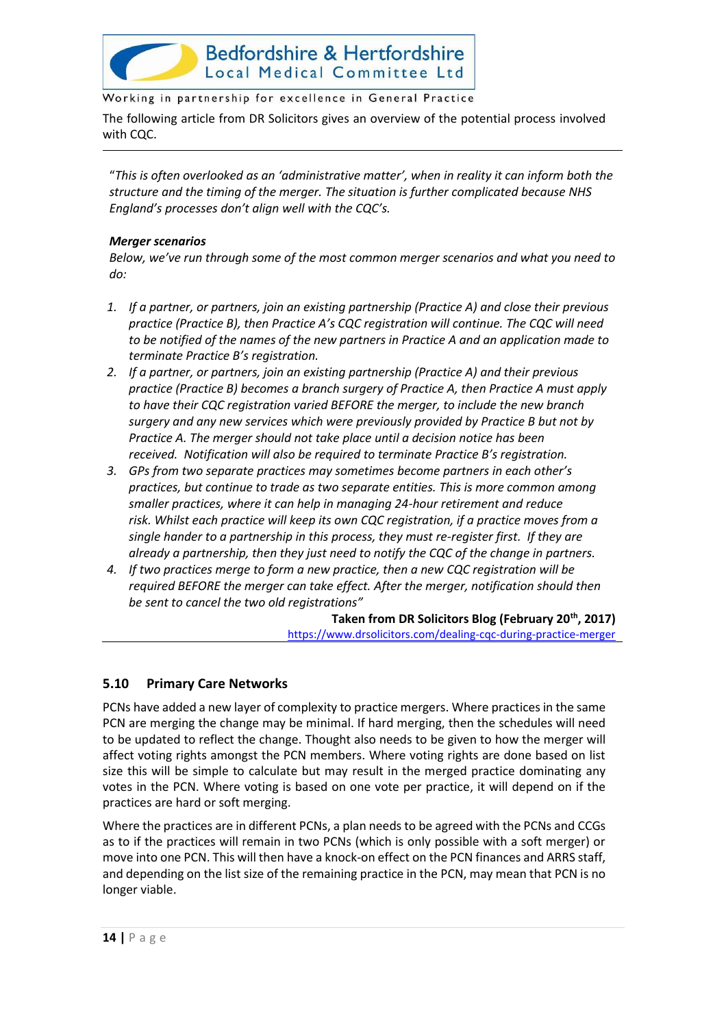The following article from DR Solicitors gives an overview of the potential process involved with CQC.

---

*"This is often overlooked as an 'administrative matter', when in reality it can inform both the structure and the timing of the merger. The situation is further complicated because NHS England's processes don't align well with the CQC's.*

***Merger scenarios***

*Below, we've run through some of the most common merger scenarios and what you need to do:*

1. *If a partner, or partners, join an existing partnership (Practice A) and close their previous practice (Practice B), then Practice A's CQC registration will continue. The CQC will need to be notified of the names of the new partners in Practice A and an application made to terminate Practice B's registration.*
2. *If a partner, or partners, join an existing partnership (Practice A) and their previous practice (Practice B) becomes a branch surgery of Practice A, then Practice A must apply to have their CQC registration varied BEFORE the merger, to include the new branch surgery and any new services which were previously provided by Practice B but not by Practice A. The merger should not take place until a decision notice has been received. Notification will also be required to terminate Practice B's registration.*
3. *GPs from two separate practices may sometimes become partners in each other's practices, but continue to trade as two separate entities. This is more common among smaller practices, where it can help in managing 24-hour retirement and reduce risk. Whilst each practice will keep its own CQC registration, if a practice moves from a single hander to a partnership in this process, they must re-register first. If they are already a partnership, then they just need to notify the CQC of the change in partners.*
4. *If two practices merge to form a new practice, then a new CQC registration will be required BEFORE the merger can take effect. After the merger, notification should then be sent to cancel the two old registrations"*

**Taken from DR Solicitors Blog (February 20th, 2017)**
https://www.drsolicitors.com/dealing-cqc-during-practice-merger

---

## 5.10 Primary Care Networks

PCNs have added a new layer of complexity to practice mergers. Where practices in the same PCN are merging the change may be minimal. If hard merging, then the schedules will need to be updated to reflect the change. Thought also needs to be given to how the merger will affect voting rights amongst the PCN members. Where voting rights are done based on list size this will be simple to calculate but may result in the merged practice dominating any votes in the PCN. Where voting is based on one vote per practice, it will depend on if the practices are hard or soft merging.

Where the practices are in different PCNs, a plan needs to be agreed with the PCNs and CCGs as to if the practices will remain in two PCNs (which is only possible with a soft merger) or move into one PCN. This will then have a knock-on effect on the PCN finances and ARRS staff, and depending on the list size of the remaining practice in the PCN, may mean that PCN is no longer viable.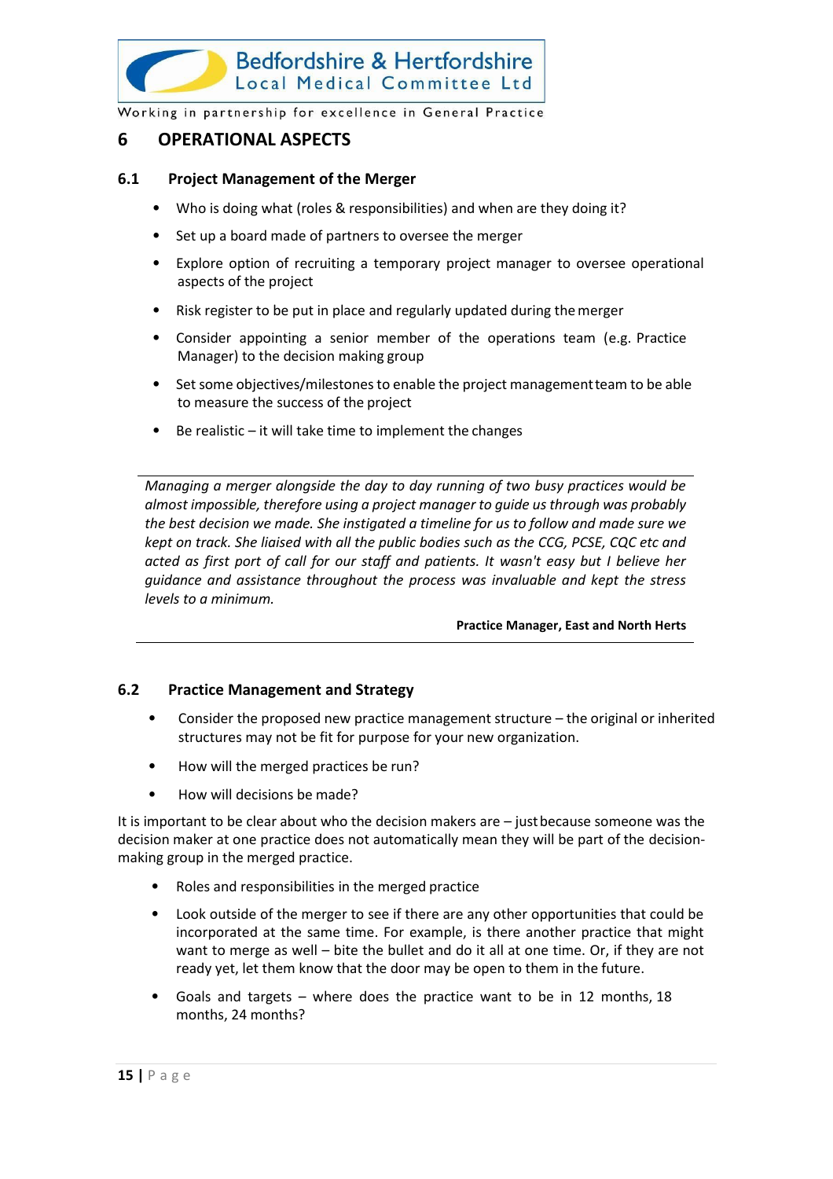# 6 OPERATIONAL ASPECTS

## 6.1 Project Management of the Merger

- Who is doing what (roles & responsibilities) and when are they doing it?
- Set up a board made of partners to oversee the merger
- Explore option of recruiting a temporary project manager to oversee operational aspects of the project
- Risk register to be put in place and regularly updated during the merger
- Consider appointing a senior member of the operations team (e.g. Practice Manager) to the decision making group
- Set some objectives/milestones to enable the project management team to be able to measure the success of the project
- Be realistic – it will take time to implement the changes

> *Managing a merger alongside the day to day running of two busy practices would be almost impossible, therefore using a project manager to guide us through was probably the best decision we made. She instigated a timeline for us to follow and made sure we kept on track. She liaised with all the public bodies such as the CCG, PCSE, CQC etc and acted as first port of call for our staff and patients. It wasn't easy but I believe her guidance and assistance throughout the process was invaluable and kept the stress levels to a minimum.*
>
> **Practice Manager, East and North Herts**

## 6.2 Practice Management and Strategy

- Consider the proposed new practice management structure – the original or inherited structures may not be fit for purpose for your new organization.
- How will the merged practices be run?
- How will decisions be made?

It is important to be clear about who the decision makers are – just because someone was the decision maker at one practice does not automatically mean they will be part of the decision-making group in the merged practice.

- Roles and responsibilities in the merged practice
- Look outside of the merger to see if there are any other opportunities that could be incorporated at the same time. For example, is there another practice that might want to merge as well – bite the bullet and do it all at one time. Or, if they are not ready yet, let them know that the door may be open to them in the future.
- Goals and targets – where does the practice want to be in 12 months, 18 months, 24 months?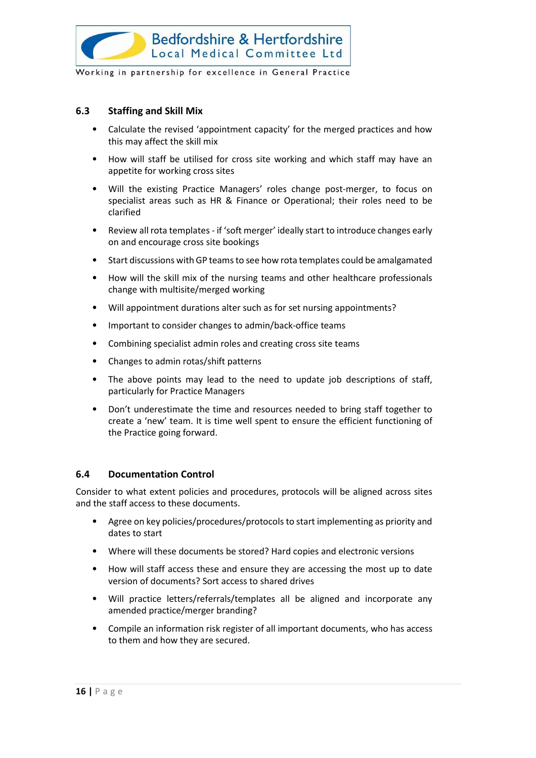### 6.3 Staffing and Skill Mix

- Calculate the revised 'appointment capacity' for the merged practices and how this may affect the skill mix
- How will staff be utilised for cross site working and which staff may have an appetite for working cross sites
- Will the existing Practice Managers' roles change post-merger, to focus on specialist areas such as HR & Finance or Operational; their roles need to be clarified
- Review all rota templates - if 'soft merger' ideally start to introduce changes early on and encourage cross site bookings
- Start discussions with GP teams to see how rota templates could be amalgamated
- How will the skill mix of the nursing teams and other healthcare professionals change with multisite/merged working
- Will appointment durations alter such as for set nursing appointments?
- Important to consider changes to admin/back-office teams
- Combining specialist admin roles and creating cross site teams
- Changes to admin rotas/shift patterns
- The above points may lead to the need to update job descriptions of staff, particularly for Practice Managers
- Don't underestimate the time and resources needed to bring staff together to create a 'new' team. It is time well spent to ensure the efficient functioning of the Practice going forward.

### 6.4 Documentation Control

Consider to what extent policies and procedures, protocols will be aligned across sites and the staff access to these documents.

- Agree on key policies/procedures/protocols to start implementing as priority and dates to start
- Where will these documents be stored? Hard copies and electronic versions
- How will staff access these and ensure they are accessing the most up to date version of documents? Sort access to shared drives
- Will practice letters/referrals/templates all be aligned and incorporate any amended practice/merger branding?
- Compile an information risk register of all important documents, who has access to them and how they are secured.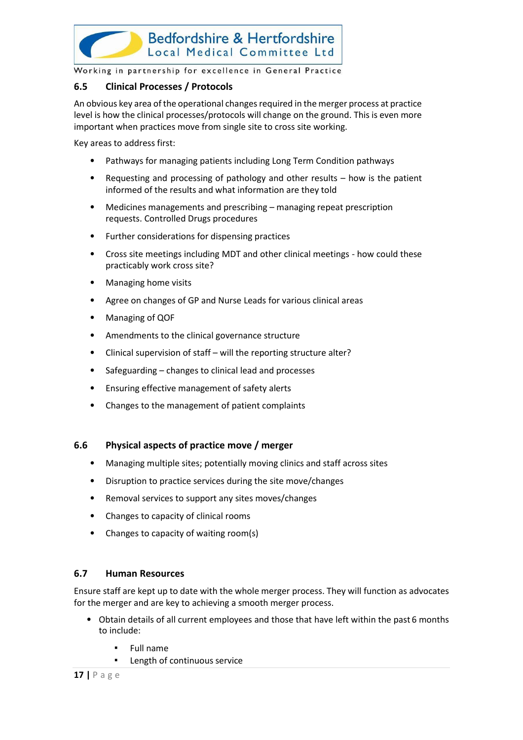### 6.5 Clinical Processes / Protocols

An obvious key area of the operational changes required in the merger process at practice level is how the clinical processes/protocols will change on the ground. This is even more important when practices move from single site to cross site working.

Key areas to address first:

- Pathways for managing patients including Long Term Condition pathways
- Requesting and processing of pathology and other results – how is the patient informed of the results and what information are they told
- Medicines managements and prescribing – managing repeat prescription requests. Controlled Drugs procedures
- Further considerations for dispensing practices
- Cross site meetings including MDT and other clinical meetings - how could these practicably work cross site?
- Managing home visits
- Agree on changes of GP and Nurse Leads for various clinical areas
- Managing of QOF
- Amendments to the clinical governance structure
- Clinical supervision of staff – will the reporting structure alter?
- Safeguarding – changes to clinical lead and processes
- Ensuring effective management of safety alerts
- Changes to the management of patient complaints

### 6.6 Physical aspects of practice move / merger

- Managing multiple sites; potentially moving clinics and staff across sites
- Disruption to practice services during the site move/changes
- Removal services to support any sites moves/changes
- Changes to capacity of clinical rooms
- Changes to capacity of waiting room(s)

### 6.7 Human Resources

Ensure staff are kept up to date with the whole merger process. They will function as advocates for the merger and are key to achieving a smooth merger process.

- Obtain details of all current employees and those that have left within the past 6 months to include:
  - Full name
  - Length of continuous service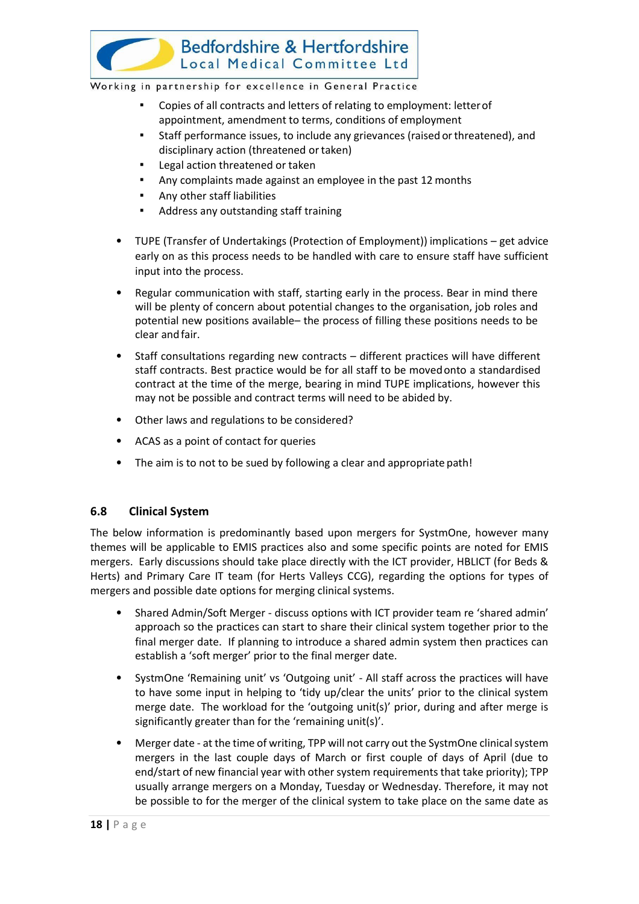- Copies of all contracts and letters of relating to employment: letter of appointment, amendment to terms, conditions of employment
  - Staff performance issues, to include any grievances (raised or threatened), and disciplinary action (threatened or taken)
  - Legal action threatened or taken
  - Any complaints made against an employee in the past 12 months
  - Any other staff liabilities
  - Address any outstanding staff training

- TUPE (Transfer of Undertakings (Protection of Employment)) implications – get advice early on as this process needs to be handled with care to ensure staff have sufficient input into the process.

- Regular communication with staff, starting early in the process. Bear in mind there will be plenty of concern about potential changes to the organisation, job roles and potential new positions available– the process of filling these positions needs to be clear and fair.

- Staff consultations regarding new contracts – different practices will have different staff contracts. Best practice would be for all staff to be moved onto a standardised contract at the time of the merge, bearing in mind TUPE implications, however this may not be possible and contract terms will need to be abided by.

- Other laws and regulations to be considered?

- ACAS as a point of contact for queries

- The aim is to not to be sued by following a clear and appropriate path!

## 6.8 Clinical System

The below information is predominantly based upon mergers for SystmOne, however many themes will be applicable to EMIS practices also and some specific points are noted for EMIS mergers. Early discussions should take place directly with the ICT provider, HBLICT (for Beds & Herts) and Primary Care IT team (for Herts Valleys CCG), regarding the options for types of mergers and possible date options for merging clinical systems.

- Shared Admin/Soft Merger - discuss options with ICT provider team re 'shared admin' approach so the practices can start to share their clinical system together prior to the final merger date. If planning to introduce a shared admin system then practices can establish a 'soft merger' prior to the final merger date.

- SystmOne 'Remaining unit' vs 'Outgoing unit' - All staff across the practices will have to have some input in helping to 'tidy up/clear the units' prior to the clinical system merge date. The workload for the 'outgoing unit(s)' prior, during and after merge is significantly greater than for the 'remaining unit(s)'.

- Merger date - at the time of writing, TPP will not carry out the SystmOne clinical system mergers in the last couple days of March or first couple of days of April (due to end/start of new financial year with other system requirements that take priority); TPP usually arrange mergers on a Monday, Tuesday or Wednesday. Therefore, it may not be possible to for the merger of the clinical system to take place on the same date as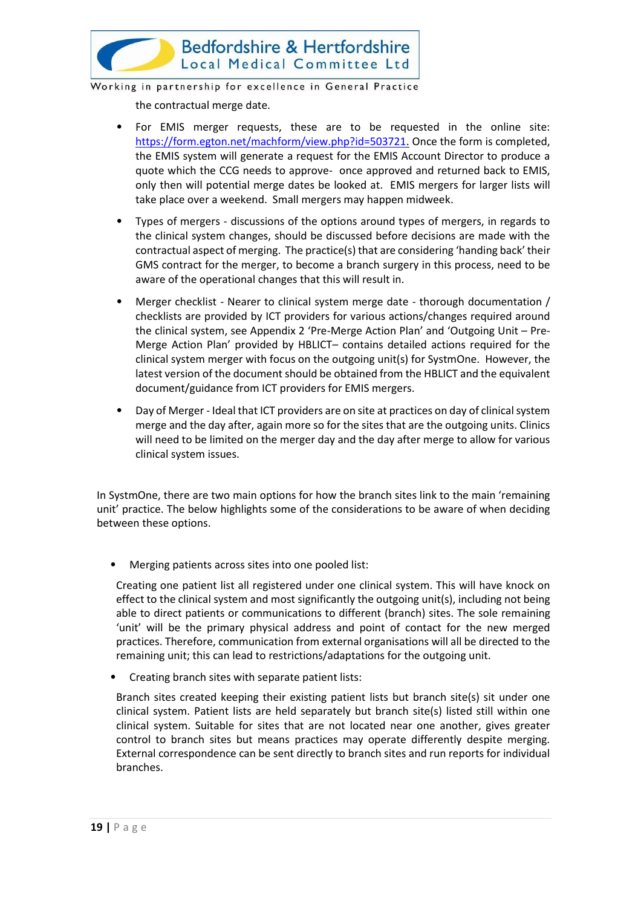the contractual merge date.

- For EMIS merger requests, these are to be requested in the online site: [https://form.egton.net/machform/view.php?id=503721.](https://form.egton.net/machform/view.php?id=503721) Once the form is completed, the EMIS system will generate a request for the EMIS Account Director to produce a quote which the CCG needs to approve- once approved and returned back to EMIS, only then will potential merge dates be looked at. EMIS mergers for larger lists will take place over a weekend. Small mergers may happen midweek.
- Types of mergers - discussions of the options around types of mergers, in regards to the clinical system changes, should be discussed before decisions are made with the contractual aspect of merging. The practice(s) that are considering 'handing back' their GMS contract for the merger, to become a branch surgery in this process, need to be aware of the operational changes that this will result in.
- Merger checklist - Nearer to clinical system merge date - thorough documentation / checklists are provided by ICT providers for various actions/changes required around the clinical system, see Appendix 2 'Pre-Merge Action Plan' and 'Outgoing Unit – Pre-Merge Action Plan' provided by HBLICT– contains detailed actions required for the clinical system merger with focus on the outgoing unit(s) for SystmOne. However, the latest version of the document should be obtained from the HBLICT and the equivalent document/guidance from ICT providers for EMIS mergers.
- Day of Merger - Ideal that ICT providers are on site at practices on day of clinical system merge and the day after, again more so for the sites that are the outgoing units. Clinics will need to be limited on the merger day and the day after merge to allow for various clinical system issues.

In SystmOne, there are two main options for how the branch sites link to the main 'remaining unit' practice. The below highlights some of the considerations to be aware of when deciding between these options.

- Merging patients across sites into one pooled list:

  Creating one patient list all registered under one clinical system. This will have knock on effect to the clinical system and most significantly the outgoing unit(s), including not being able to direct patients or communications to different (branch) sites. The sole remaining 'unit' will be the primary physical address and point of contact for the new merged practices. Therefore, communication from external organisations will all be directed to the remaining unit; this can lead to restrictions/adaptations for the outgoing unit.

- Creating branch sites with separate patient lists:

  Branch sites created keeping their existing patient lists but branch site(s) sit under one clinical system. Patient lists are held separately but branch site(s) listed still within one clinical system. Suitable for sites that are not located near one another, gives greater control to branch sites but means practices may operate differently despite merging. External correspondence can be sent directly to branch sites and run reports for individual branches.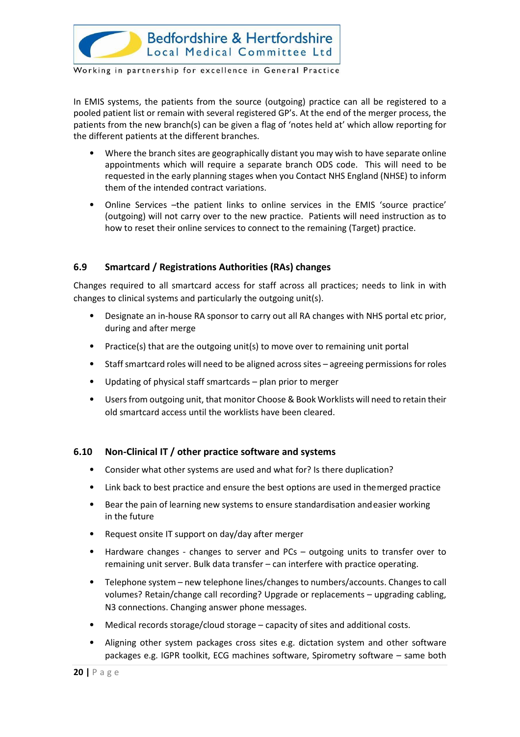In EMIS systems, the patients from the source (outgoing) practice can all be registered to a pooled patient list or remain with several registered GP's. At the end of the merger process, the patients from the new branch(s) can be given a flag of 'notes held at' which allow reporting for the different patients at the different branches.

- Where the branch sites are geographically distant you may wish to have separate online appointments which will require a separate branch ODS code. This will need to be requested in the early planning stages when you Contact NHS England (NHSE) to inform them of the intended contract variations.
- Online Services –the patient links to online services in the EMIS 'source practice' (outgoing) will not carry over to the new practice. Patients will need instruction as to how to reset their online services to connect to the remaining (Target) practice.

### 6.9 Smartcard / Registrations Authorities (RAs) changes

Changes required to all smartcard access for staff across all practices; needs to link in with changes to clinical systems and particularly the outgoing unit(s).

- Designate an in-house RA sponsor to carry out all RA changes with NHS portal etc prior, during and after merge
- Practice(s) that are the outgoing unit(s) to move over to remaining unit portal
- Staff smartcard roles will need to be aligned across sites – agreeing permissions for roles
- Updating of physical staff smartcards – plan prior to merger
- Users from outgoing unit, that monitor Choose & Book Worklists will need to retain their old smartcard access until the worklists have been cleared.

### 6.10 Non-Clinical IT / other practice software and systems

- Consider what other systems are used and what for? Is there duplication?
- Link back to best practice and ensure the best options are used in the merged practice
- Bear the pain of learning new systems to ensure standardisation and easier working in the future
- Request onsite IT support on day/day after merger
- Hardware changes - changes to server and PCs – outgoing units to transfer over to remaining unit server. Bulk data transfer – can interfere with practice operating.
- Telephone system – new telephone lines/changes to numbers/accounts. Changes to call volumes? Retain/change call recording? Upgrade or replacements – upgrading cabling, N3 connections. Changing answer phone messages.
- Medical records storage/cloud storage – capacity of sites and additional costs.
- Aligning other system packages cross sites e.g. dictation system and other software packages e.g. IGPR toolkit, ECG machines software, Spirometry software – same both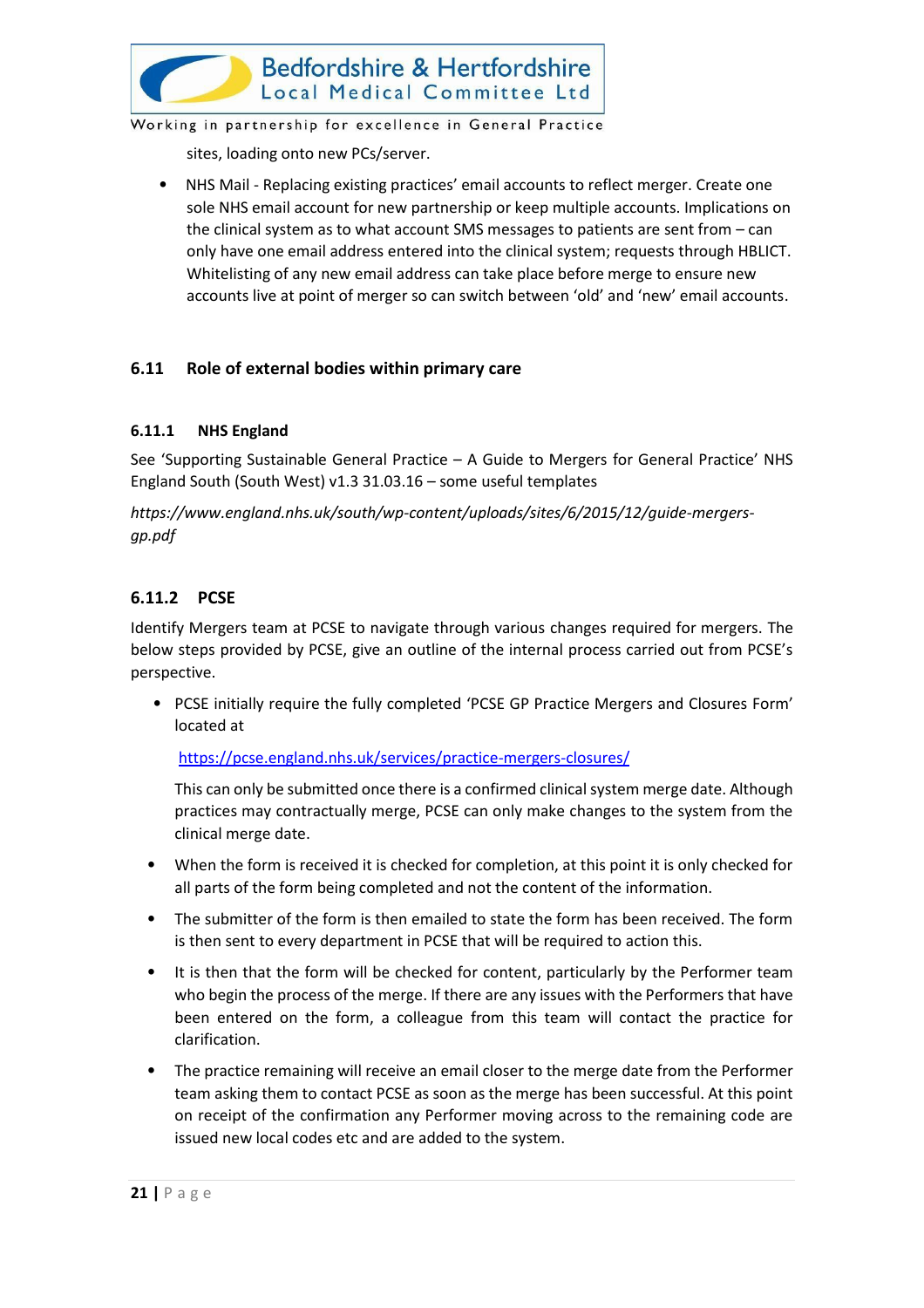sites, loading onto new PCs/server.

- NHS Mail - Replacing existing practices' email accounts to reflect merger. Create one sole NHS email account for new partnership or keep multiple accounts. Implications on the clinical system as to what account SMS messages to patients are sent from – can only have one email address entered into the clinical system; requests through HBLICT. Whitelisting of any new email address can take place before merge to ensure new accounts live at point of merger so can switch between 'old' and 'new' email accounts.

## 6.11 Role of external bodies within primary care

### 6.11.1 NHS England

See 'Supporting Sustainable General Practice – A Guide to Mergers for General Practice' NHS England South (South West) v1.3 31.03.16 – some useful templates

*https://www.england.nhs.uk/south/wp-content/uploads/sites/6/2015/12/guide-mergers-gp.pdf*

### 6.11.2 PCSE

Identify Mergers team at PCSE to navigate through various changes required for mergers. The below steps provided by PCSE, give an outline of the internal process carried out from PCSE's perspective.

- PCSE initially require the fully completed 'PCSE GP Practice Mergers and Closures Form' located at

  https://pcse.england.nhs.uk/services/practice-mergers-closures/

  This can only be submitted once there is a confirmed clinical system merge date. Although practices may contractually merge, PCSE can only make changes to the system from the clinical merge date.

- When the form is received it is checked for completion, at this point it is only checked for all parts of the form being completed and not the content of the information.

- The submitter of the form is then emailed to state the form has been received. The form is then sent to every department in PCSE that will be required to action this.

- It is then that the form will be checked for content, particularly by the Performer team who begin the process of the merge. If there are any issues with the Performers that have been entered on the form, a colleague from this team will contact the practice for clarification.

- The practice remaining will receive an email closer to the merge date from the Performer team asking them to contact PCSE as soon as the merge has been successful. At this point on receipt of the confirmation any Performer moving across to the remaining code are issued new local codes etc and are added to the system.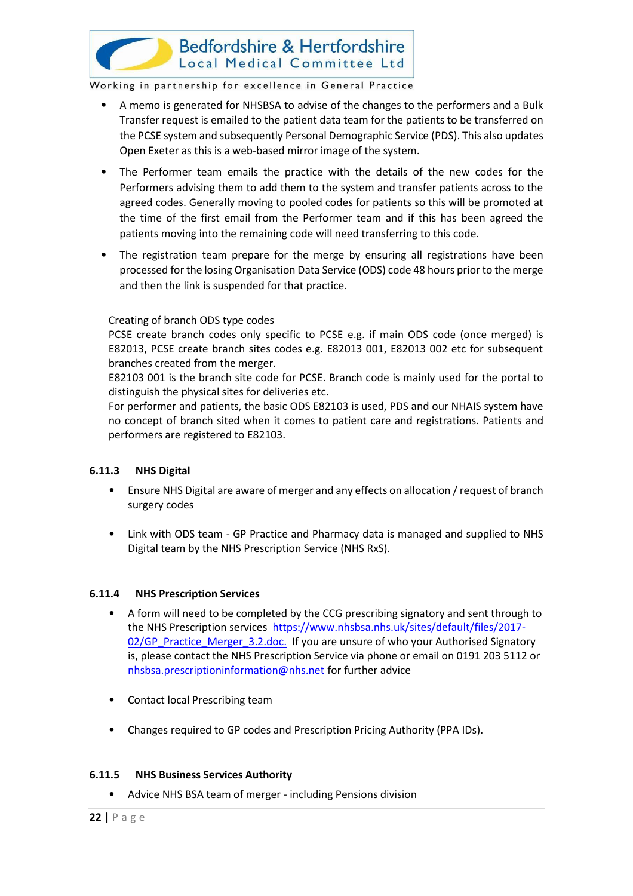- A memo is generated for NHSBSA to advise of the changes to the performers and a Bulk Transfer request is emailed to the patient data team for the patients to be transferred on the PCSE system and subsequently Personal Demographic Service (PDS). This also updates Open Exeter as this is a web-based mirror image of the system.
- The Performer team emails the practice with the details of the new codes for the Performers advising them to add them to the system and transfer patients across to the agreed codes. Generally moving to pooled codes for patients so this will be promoted at the time of the first email from the Performer team and if this has been agreed the patients moving into the remaining code will need transferring to this code.
- The registration team prepare for the merge by ensuring all registrations have been processed for the losing Organisation Data Service (ODS) code 48 hours prior to the merge and then the link is suspended for that practice.

Creating of branch ODS type codes

PCSE create branch codes only specific to PCSE e.g. if main ODS code (once merged) is E82013, PCSE create branch sites codes e.g. E82013 001, E82013 002 etc for subsequent branches created from the merger.

E82103 001 is the branch site code for PCSE. Branch code is mainly used for the portal to distinguish the physical sites for deliveries etc.

For performer and patients, the basic ODS E82103 is used, PDS and our NHAIS system have no concept of branch sited when it comes to patient care and registrations. Patients and performers are registered to E82103.

### 6.11.3 NHS Digital

- Ensure NHS Digital are aware of merger and any effects on allocation / request of branch surgery codes
- Link with ODS team - GP Practice and Pharmacy data is managed and supplied to NHS Digital team by the NHS Prescription Service (NHS RxS).

### 6.11.4 NHS Prescription Services

- A form will need to be completed by the CCG prescribing signatory and sent through to the NHS Prescription services https://www.nhsbsa.nhs.uk/sites/default/files/2017-02/GP_Practice_Merger_3.2.doc. If you are unsure of who your Authorised Signatory is, please contact the NHS Prescription Service via phone or email on 0191 203 5112 or nhsbsa.prescriptioninformation@nhs.net for further advice
- Contact local Prescribing team
- Changes required to GP codes and Prescription Pricing Authority (PPA IDs).

### 6.11.5 NHS Business Services Authority

- Advice NHS BSA team of merger - including Pensions division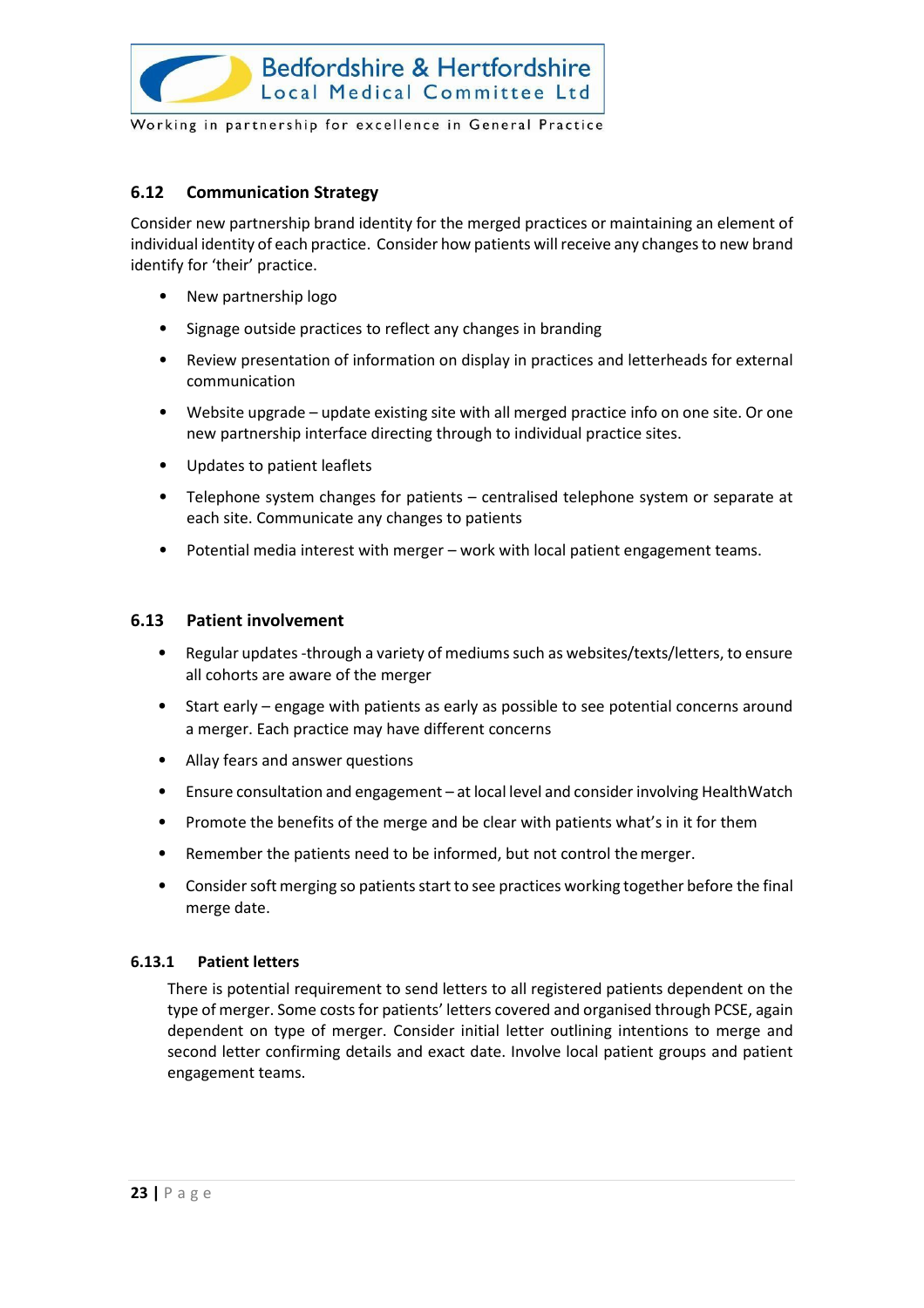### 6.12 Communication Strategy

Consider new partnership brand identity for the merged practices or maintaining an element of individual identity of each practice. Consider how patients will receive any changes to new brand identify for 'their' practice.

- New partnership logo
- Signage outside practices to reflect any changes in branding
- Review presentation of information on display in practices and letterheads for external communication
- Website upgrade – update existing site with all merged practice info on one site. Or one new partnership interface directing through to individual practice sites.
- Updates to patient leaflets
- Telephone system changes for patients – centralised telephone system or separate at each site. Communicate any changes to patients
- Potential media interest with merger – work with local patient engagement teams.

### 6.13 Patient involvement

- Regular updates -through a variety of mediums such as websites/texts/letters, to ensure all cohorts are aware of the merger
- Start early – engage with patients as early as possible to see potential concerns around a merger. Each practice may have different concerns
- Allay fears and answer questions
- Ensure consultation and engagement – at local level and consider involving HealthWatch
- Promote the benefits of the merge and be clear with patients what's in it for them
- Remember the patients need to be informed, but not control the merger.
- Consider soft merging so patients start to see practices working together before the final merge date.

#### 6.13.1 Patient letters

There is potential requirement to send letters to all registered patients dependent on the type of merger. Some costs for patients' letters covered and organised through PCSE, again dependent on type of merger. Consider initial letter outlining intentions to merge and second letter confirming details and exact date. Involve local patient groups and patient engagement teams.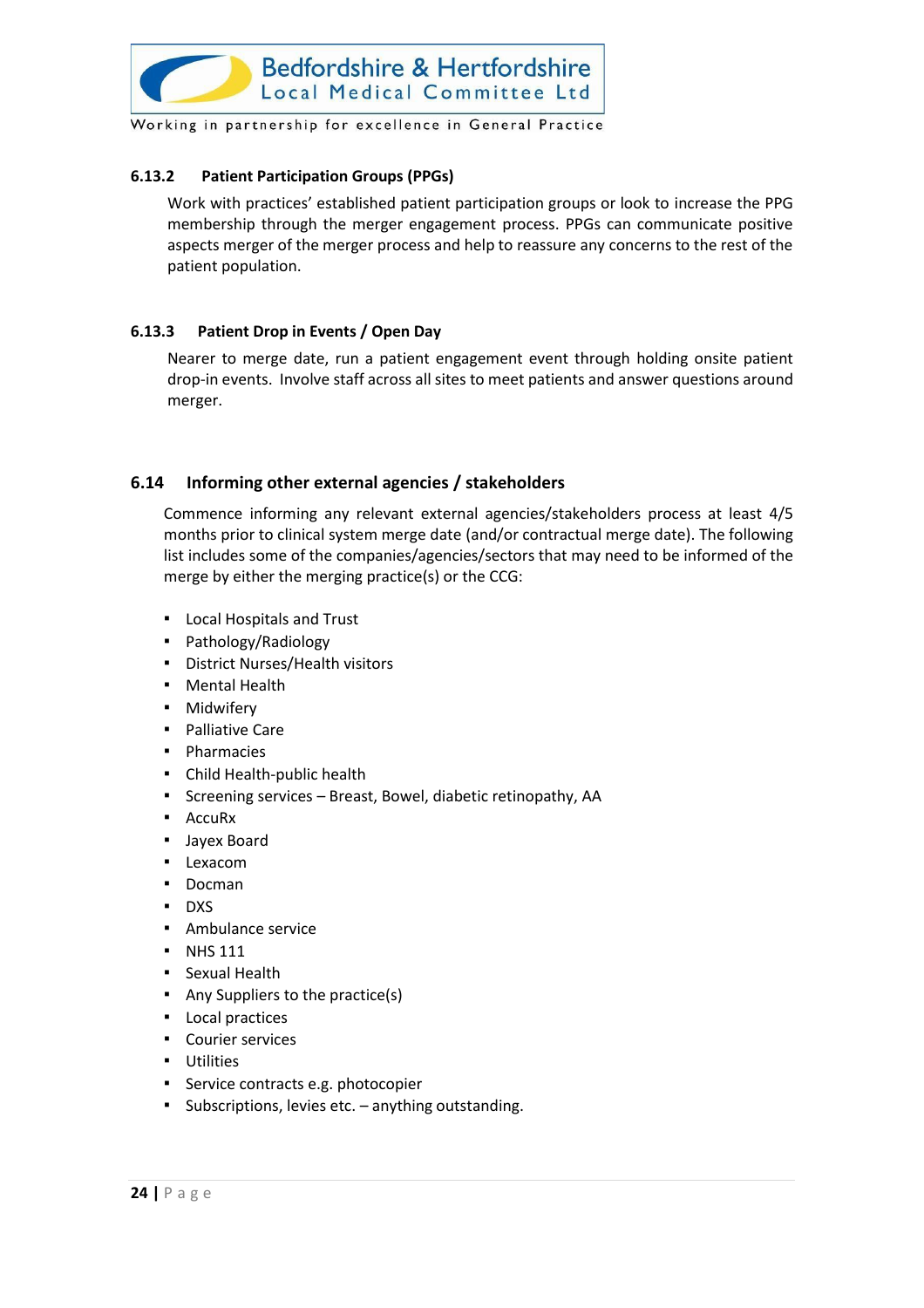#### 6.13.2 Patient Participation Groups (PPGs)

Work with practices' established patient participation groups or look to increase the PPG membership through the merger engagement process. PPGs can communicate positive aspects merger of the merger process and help to reassure any concerns to the rest of the patient population.

#### 6.13.3 Patient Drop in Events / Open Day

Nearer to merge date, run a patient engagement event through holding onsite patient drop-in events. Involve staff across all sites to meet patients and answer questions around merger.

### 6.14 Informing other external agencies / stakeholders

Commence informing any relevant external agencies/stakeholders process at least 4/5 months prior to clinical system merge date (and/or contractual merge date). The following list includes some of the companies/agencies/sectors that may need to be informed of the merge by either the merging practice(s) or the CCG:

- Local Hospitals and Trust
- Pathology/Radiology
- District Nurses/Health visitors
- Mental Health
- Midwifery
- Palliative Care
- Pharmacies
- Child Health-public health
- Screening services – Breast, Bowel, diabetic retinopathy, AA
- AccuRx
- Jayex Board
- Lexacom
- Docman
- DXS
- Ambulance service
- NHS 111
- Sexual Health
- Any Suppliers to the practice(s)
- Local practices
- Courier services
- Utilities
- Service contracts e.g. photocopier
- Subscriptions, levies etc. – anything outstanding.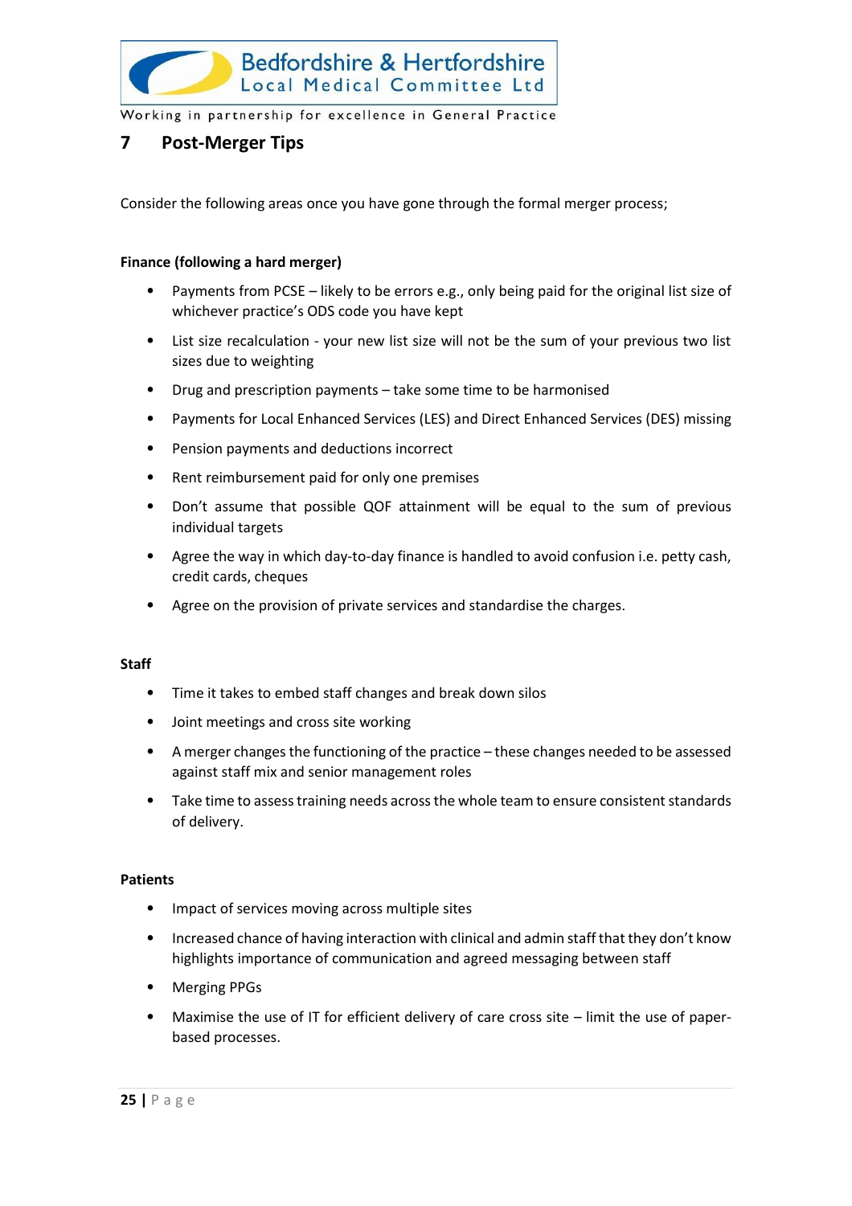## 7 Post-Merger Tips

Consider the following areas once you have gone through the formal merger process;

**Finance (following a hard merger)**

- Payments from PCSE – likely to be errors e.g., only being paid for the original list size of whichever practice's ODS code you have kept
- List size recalculation - your new list size will not be the sum of your previous two list sizes due to weighting
- Drug and prescription payments – take some time to be harmonised
- Payments for Local Enhanced Services (LES) and Direct Enhanced Services (DES) missing
- Pension payments and deductions incorrect
- Rent reimbursement paid for only one premises
- Don't assume that possible QOF attainment will be equal to the sum of previous individual targets
- Agree the way in which day-to-day finance is handled to avoid confusion i.e. petty cash, credit cards, cheques
- Agree on the provision of private services and standardise the charges.

**Staff**

- Time it takes to embed staff changes and break down silos
- Joint meetings and cross site working
- A merger changes the functioning of the practice – these changes needed to be assessed against staff mix and senior management roles
- Take time to assess training needs across the whole team to ensure consistent standards of delivery.

**Patients**

- Impact of services moving across multiple sites
- Increased chance of having interaction with clinical and admin staff that they don't know highlights importance of communication and agreed messaging between staff
- Merging PPGs
- Maximise the use of IT for efficient delivery of care cross site – limit the use of paper-based processes.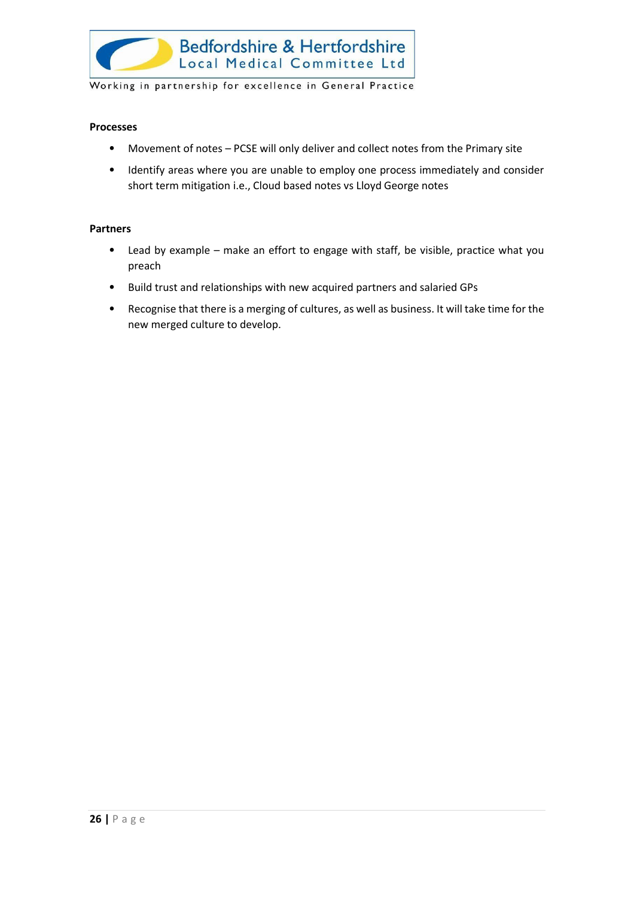**Processes**

- Movement of notes – PCSE will only deliver and collect notes from the Primary site
- Identify areas where you are unable to employ one process immediately and consider short term mitigation i.e., Cloud based notes vs Lloyd George notes

**Partners**

- Lead by example – make an effort to engage with staff, be visible, practice what you preach
- Build trust and relationships with new acquired partners and salaried GPs
- Recognise that there is a merging of cultures, as well as business. It will take time for the new merged culture to develop.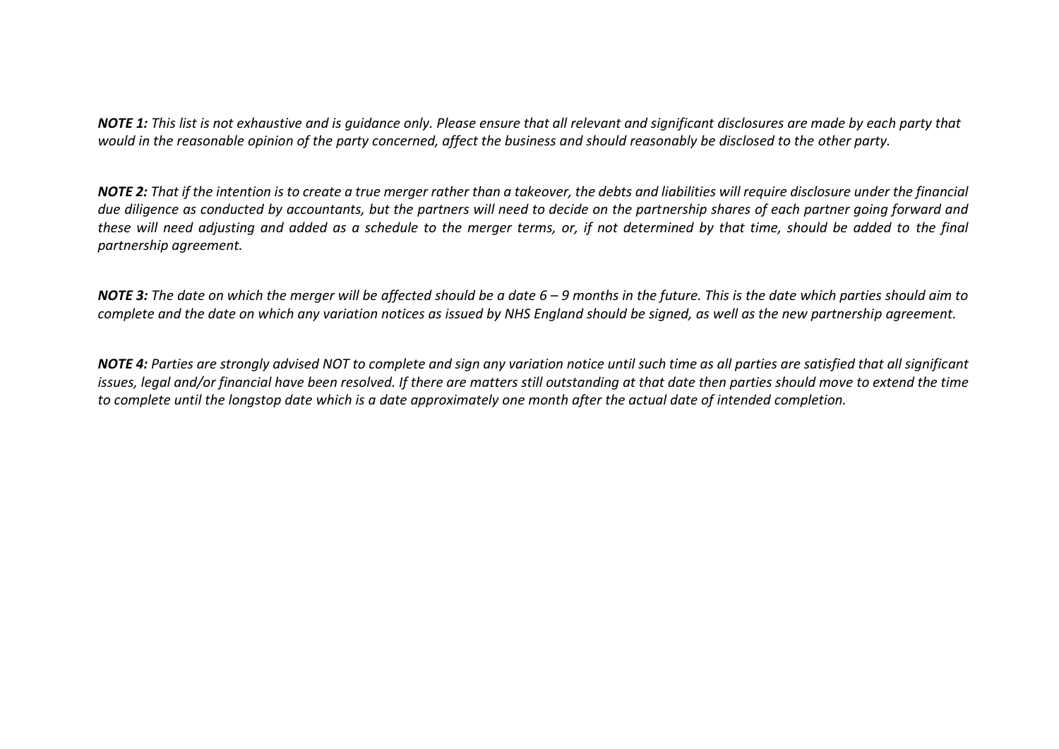***NOTE 1:*** *This list is not exhaustive and is guidance only. Please ensure that all relevant and significant disclosures are made by each party that would in the reasonable opinion of the party concerned, affect the business and should reasonably be disclosed to the other party.*

***NOTE 2:*** *That if the intention is to create a true merger rather than a takeover, the debts and liabilities will require disclosure under the financial due diligence as conducted by accountants, but the partners will need to decide on the partnership shares of each partner going forward and these will need adjusting and added as a schedule to the merger terms, or, if not determined by that time, should be added to the final partnership agreement.*

***NOTE 3:*** *The date on which the merger will be affected should be a date 6 – 9 months in the future. This is the date which parties should aim to complete and the date on which any variation notices as issued by NHS England should be signed, as well as the new partnership agreement.*

***NOTE 4:*** *Parties are strongly advised NOT to complete and sign any variation notice until such time as all parties are satisfied that all significant issues, legal and/or financial have been resolved. If there are matters still outstanding at that date then parties should move to extend the time to complete until the longstop date which is a date approximately one month after the actual date of intended completion.*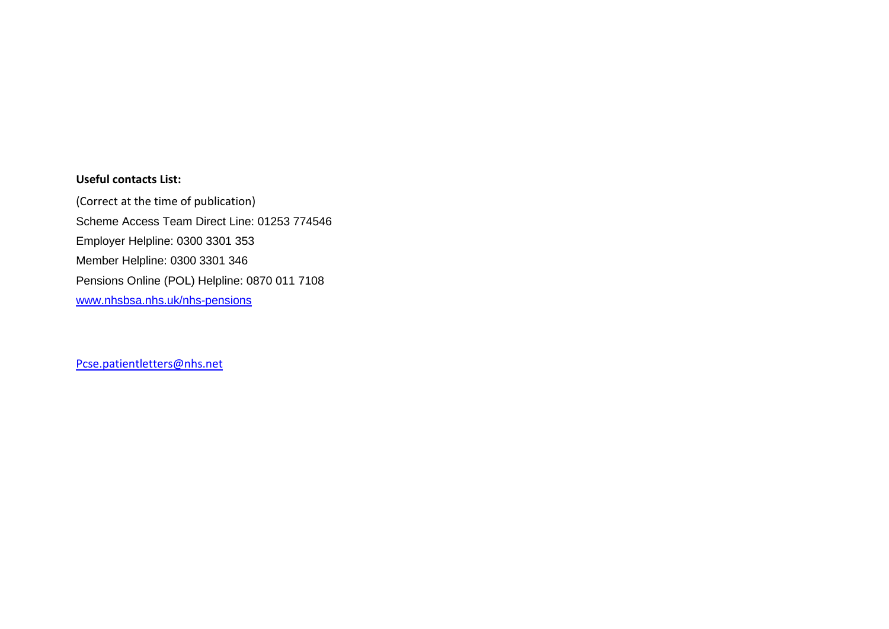**Useful contacts List:**

(Correct at the time of publication)

Scheme Access Team Direct Line: 01253 774546

Employer Helpline: 0300 3301 353

Member Helpline: 0300 3301 346

Pensions Online (POL) Helpline: 0870 011 7108

www.nhsbsa.nhs.uk/nhs-pensions

Pcse.patientletters@nhs.net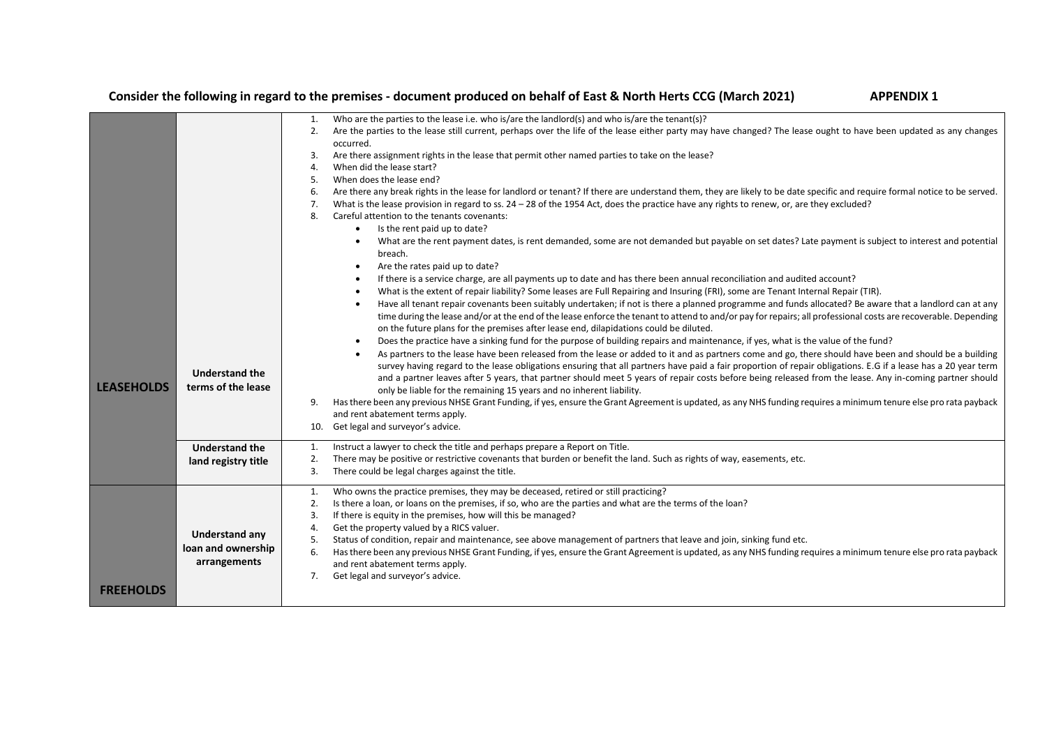**Consider the following in regard to the premises - document produced on behalf of East & North Herts CCG (March 2021)** **APPENDIX 1**

| | | |
|---|---|---|
| **LEASEHOLDS** | **Understand the terms of the lease** | 1. Who are the parties to the lease i.e. who is/are the landlord(s) and who is/are the tenant(s)?<br>2. Are the parties to the lease still current, perhaps over the life of the lease either party may have changed? The lease ought to have been updated as any changes occurred.<br>3. Are there assignment rights in the lease that permit other named parties to take on the lease?<br>4. When did the lease start?<br>5. When does the lease end?<br>6. Are there any break rights in the lease for landlord or tenant? If there are understand them, they are likely to be date specific and require formal notice to be served.<br>7. What is the lease provision in regard to ss. 24 – 28 of the 1954 Act, does the practice have any rights to renew, or, are they excluded?<br>8. Careful attention to the tenants covenants:<br>• Is the rent paid up to date?<br>• What are the rent payment dates, is rent demanded, some are not demanded but payable on set dates? Late payment is subject to interest and potential breach.<br>• Are the rates paid up to date?<br>• If there is a service charge, are all payments up to date and has there been annual reconciliation and audited account?<br>• What is the extent of repair liability? Some leases are Full Repairing and Insuring (FRI), some are Tenant Internal Repair (TIR).<br>• Have all tenant repair covenants been suitably undertaken; if not is there a planned programme and funds allocated? Be aware that a landlord can at any time during the lease and/or at the end of the lease enforce the tenant to attend to and/or pay for repairs; all professional costs are recoverable. Depending on the future plans for the premises after lease end, dilapidations could be diluted.<br>• Does the practice have a sinking fund for the purpose of building repairs and maintenance, if yes, what is the value of the fund?<br>• As partners to the lease have been released from the lease or added to it and as partners come and go, there should have been and should be a building survey having regard to the lease obligations ensuring that all partners have paid a fair proportion of repair obligations. E.G if a lease has a 20 year term and a partner leaves after 5 years, that partner should meet 5 years of repair costs before being released from the lease. Any in-coming partner should only be liable for the remaining 15 years and no inherent liability.<br>9. Has there been any previous NHSE Grant Funding, if yes, ensure the Grant Agreement is updated, as any NHS funding requires a minimum tenure else pro rata payback and rent abatement terms apply.<br>10. Get legal and surveyor's advice. |
| | **Understand the land registry title** | 1. Instruct a lawyer to check the title and perhaps prepare a Report on Title.<br>2. There may be positive or restrictive covenants that burden or benefit the land. Such as rights of way, easements, etc.<br>3. There could be legal charges against the title. |
| **FREEHOLDS** | **Understand any loan and ownership arrangements** | 1. Who owns the practice premises, they may be deceased, retired or still practicing?<br>2. Is there a loan, or loans on the premises, if so, who are the parties and what are the terms of the loan?<br>3. If there is equity in the premises, how will this be managed?<br>4. Get the property valued by a RICS valuer.<br>5. Status of condition, repair and maintenance, see above management of partners that leave and join, sinking fund etc.<br>6. Has there been any previous NHSE Grant Funding, if yes, ensure the Grant Agreement is updated, as any NHS funding requires a minimum tenure else pro rata payback and rent abatement terms apply.<br>7. Get legal and surveyor's advice. |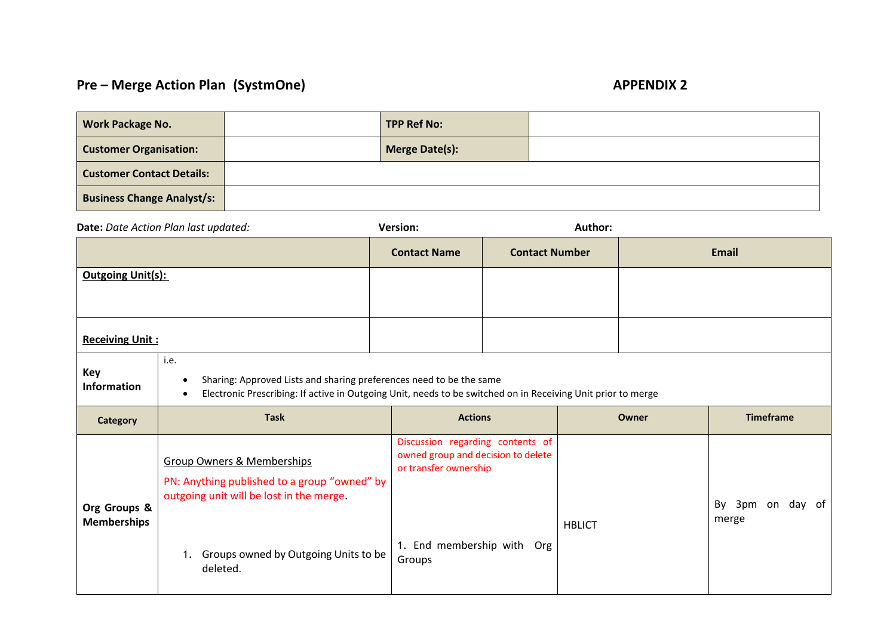**Pre – Merge Action Plan (SystmOne)** **APPENDIX 2**

| **Work Package No.** | | **TPP Ref No:** | |
|---|---|---|---|
| **Customer Organisation:** | | **Merge Date(s):** | |
| **Customer Contact Details:** | | | |
| **Business Change Analyst/s:** | | | |

**Date:** *Date Action Plan last updated:* **Version:** **Author:**

| | **Contact Name** | **Contact Number** | **Email** |
|---|---|---|---|
| **Outgoing Unit(s):** | | | |
| **Receiving Unit :** | | | |

| **Key Information** | i.e.<br>• Sharing: Approved Lists and sharing preferences need to be the same<br>• Electronic Prescribing: If active in Outgoing Unit, needs to be switched on in Receiving Unit prior to merge | | | |
|---|---|---|---|---|
| **Category** | **Task** | **Actions** | **Owner** | **Timeframe** |
| **Org Groups & Memberships** | Group Owners & Memberships<br>PN: Anything published to a group "owned" by outgoing unit will be lost in the merge.<br>1. Groups owned by Outgoing Units to be deleted. | Discussion regarding contents of owned group and decision to delete or transfer ownership<br>1. End membership with Org Groups | HBLICT | By 3pm on day of merge |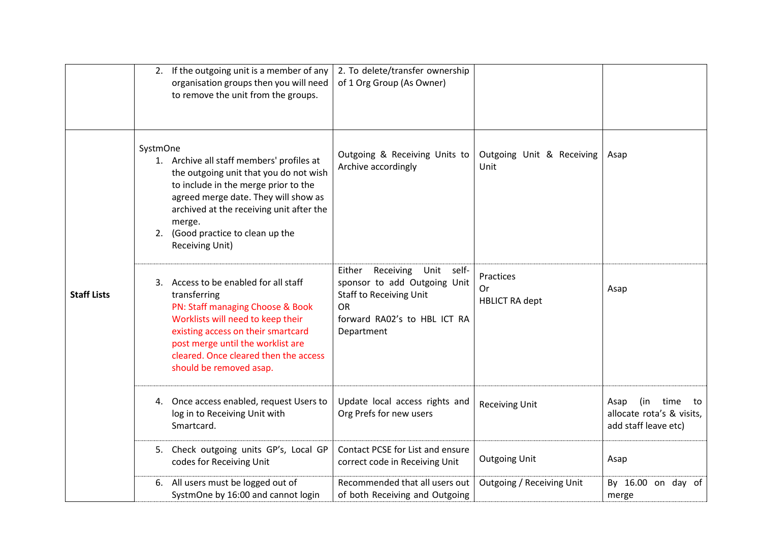| | | | | |
|---|---|---|---|---|
| | 2. If the outgoing unit is a member of any organisation groups then you will need to remove the unit from the groups. | 2. To delete/transfer ownership of 1 Org Group (As Owner) | | |
| **Staff Lists** | SystmOne<br>1. Archive all staff members' profiles at the outgoing unit that you do not wish to include in the merge prior to the agreed merge date. They will show as archived at the receiving unit after the merge.<br>2. (Good practice to clean up the Receiving Unit) | Outgoing & Receiving Units to Archive accordingly | Outgoing Unit & Receiving Unit | Asap |
| | 3. Access to be enabled for all staff transferring<br>PN: Staff managing Choose & Book Worklists will need to keep their existing access on their smartcard post merge until the worklist are cleared. Once cleared then the access should be removed asap. | Either Receiving Unit self-sponsor to add Outgoing Unit Staff to Receiving Unit<br>OR<br>forward RA02's to HBL ICT RA Department | Practices<br>Or<br>HBLICT RA dept | Asap |
| | 4. Once access enabled, request Users to log in to Receiving Unit with Smartcard. | Update local access rights and Org Prefs for new users | Receiving Unit | Asap (in time to allocate rota's & visits, add staff leave etc) |
| | 5. Check outgoing units GP's, Local GP codes for Receiving Unit | Contact PCSE for List and ensure correct code in Receiving Unit | Outgoing Unit | Asap |
| | 6. All users must be logged out of SystmOne by 16:00 and cannot login | Recommended that all users out of both Receiving and Outgoing | Outgoing / Receiving Unit | By 16.00 on day of merge |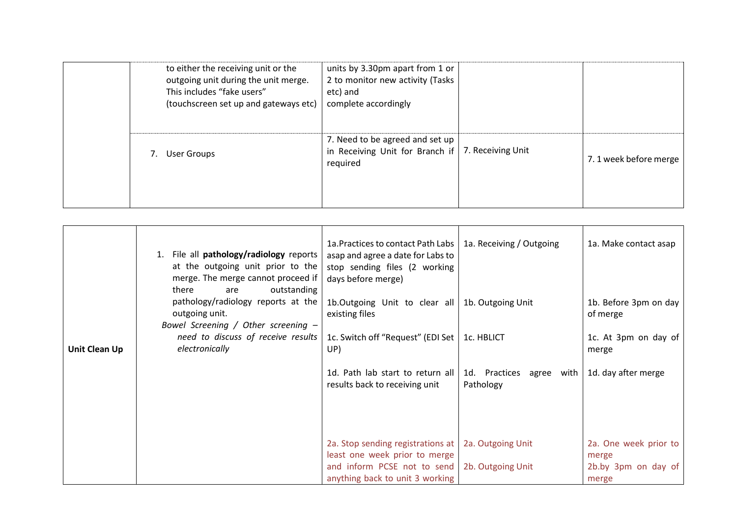| | | | | |
|---|---|---|---|---|
| | to either the receiving unit or the outgoing unit during the unit merge. This includes "fake users" (touchscreen set up and gateways etc) | units by 3.30pm apart from 1 or 2 to monitor new activity (Tasks etc) and complete accordingly | | |
| | 7. User Groups | 7. Need to be agreed and set up in Receiving Unit for Branch if required | 7. Receiving Unit | 7. 1 week before merge |

| | | | | |
|---|---|---|---|---|
| **Unit Clean Up** | 1. File all **pathology/radiology** reports at the outgoing unit prior to the merge. The merge cannot proceed if there are outstanding pathology/radiology reports at the outgoing unit.<br>*Bowel Screening / Other screening – need to discuss of receive results electronically* | 1a.Practices to contact Path Labs asap and agree a date for Labs to stop sending files (2 working days before merge)<br><br>1b.Outgoing Unit to clear all existing files<br><br>1c. Switch off "Request" (EDI Set UP)<br><br>1d. Path lab start to return all results back to receiving unit<br><br>2a. Stop sending registrations at least one week prior to merge and inform PCSE not to send anything back to unit 3 working | 1a. Receiving / Outgoing<br><br>1b. Outgoing Unit<br><br>1c. HBLICT<br><br>1d. Practices agree with Pathology<br><br>2a. Outgoing Unit<br><br>2b. Outgoing Unit | 1a. Make contact asap<br><br>1b. Before 3pm on day of merge<br><br>1c. At 3pm on day of merge<br><br>1d. day after merge<br><br>2a. One week prior to merge<br><br>2b.by 3pm on day of merge |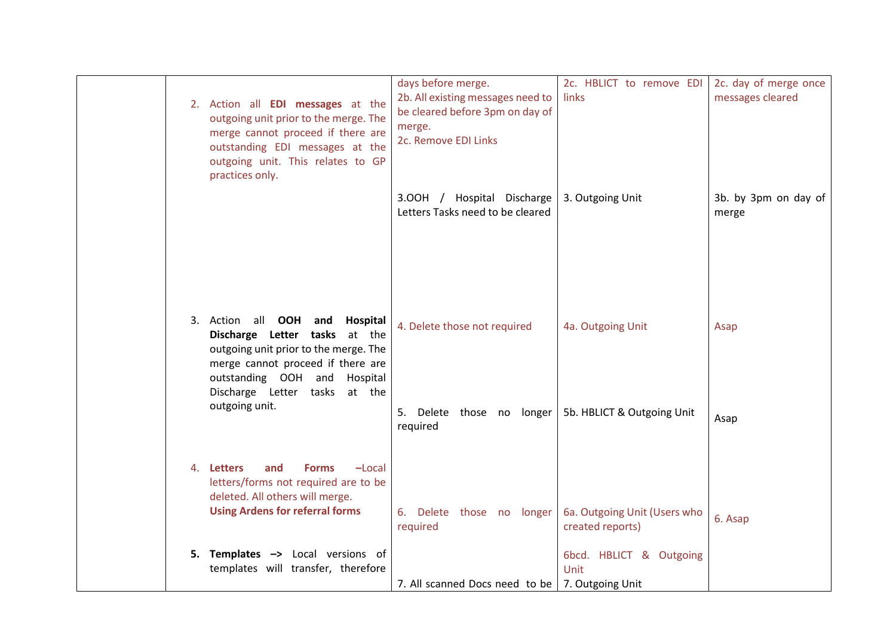| | | | | |
|---|---|---|---|---|
| | 2. Action all **EDI messages** at the outgoing unit prior to the merge. The merge cannot proceed if there are outstanding EDI messages at the outgoing unit. This relates to GP practices only. | days before merge.<br>2b. All existing messages need to be cleared before 3pm on day of merge.<br>2c. Remove EDI Links | 2c. HBLICT to remove EDI links | 2c. day of merge once messages cleared |
| | | 3.OOH / Hospital Discharge Letters Tasks need to be cleared | 3. Outgoing Unit | 3b. by 3pm on day of merge |
| | 3. Action all **OOH and Hospital Discharge Letter tasks** at the outgoing unit prior to the merge. The merge cannot proceed if there are outstanding OOH and Hospital Discharge Letter tasks at the outgoing unit. | 4. Delete those not required | 4a. Outgoing Unit | Asap |
| | | 5. Delete those no longer required | 5b. HBLICT & Outgoing Unit | Asap |
| | 4. **Letters and Forms** –Local letters/forms not required are to be deleted. All others will merge.<br>**Using Ardens for referral forms** | 6. Delete those no longer required | 6a. Outgoing Unit (Users who created reports)<br>6bcd. HBLICT & Outgoing Unit | 6. Asap |
| | 5. **Templates –>** Local versions of templates will transfer, therefore | 7. All scanned Docs need to be | 7. Outgoing Unit | |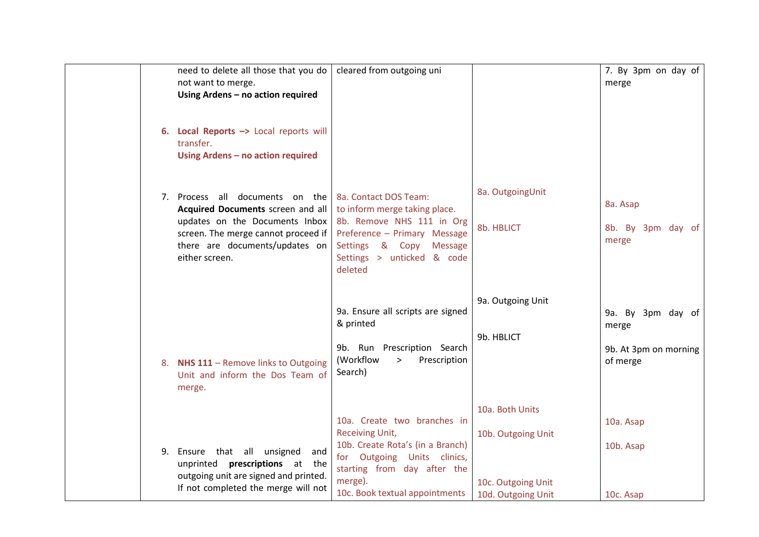|  | need to delete all those that you do not want to merge.<br>**Using Ardens – no action required**<br><br>6. **Local Reports –>** Local reports will transfer.<br>**Using Ardens – no action required**<br><br>7. Process all documents on the **Acquired Documents** screen and all updates on the Documents Inbox screen. The merge cannot proceed if there are documents/updates on either screen.<br><br>8. **NHS 111** – Remove links to Outgoing Unit and inform the Dos Team of merge.<br><br>9. Ensure that all unsigned and unprinted **prescriptions** at the outgoing unit are signed and printed. If not completed the merge will not | cleared from outgoing uni<br><br>8a. Contact DOS Team: to inform merge taking place.<br>8b. Remove NHS 111 in Org Preference – Primary Message Settings & Copy Message Settings > unticked & code deleted<br><br>9a. Ensure all scripts are signed & printed<br><br>9b. Run Prescription Search (Workflow > Prescription Search)<br><br>10a. Create two branches in Receiving Unit,<br>10b. Create Rota's (in a Branch) for Outgoing Units clinics, starting from day after the merge).<br>10c. Book textual appointments | 8a. OutgoingUnit<br><br>8b. HBLICT<br><br>9a. Outgoing Unit<br><br>9b. HBLICT<br><br>10a. Both Units<br><br>10b. Outgoing Unit<br><br>10c. Outgoing Unit<br>10d. Outgoing Unit | 7. By 3pm on day of merge<br><br>8a. Asap<br><br>8b. By 3pm day of merge<br><br>9a. By 3pm day of merge<br><br>9b. At 3pm on morning of merge<br><br>10a. Asap<br><br>10b. Asap<br><br>10c. Asap |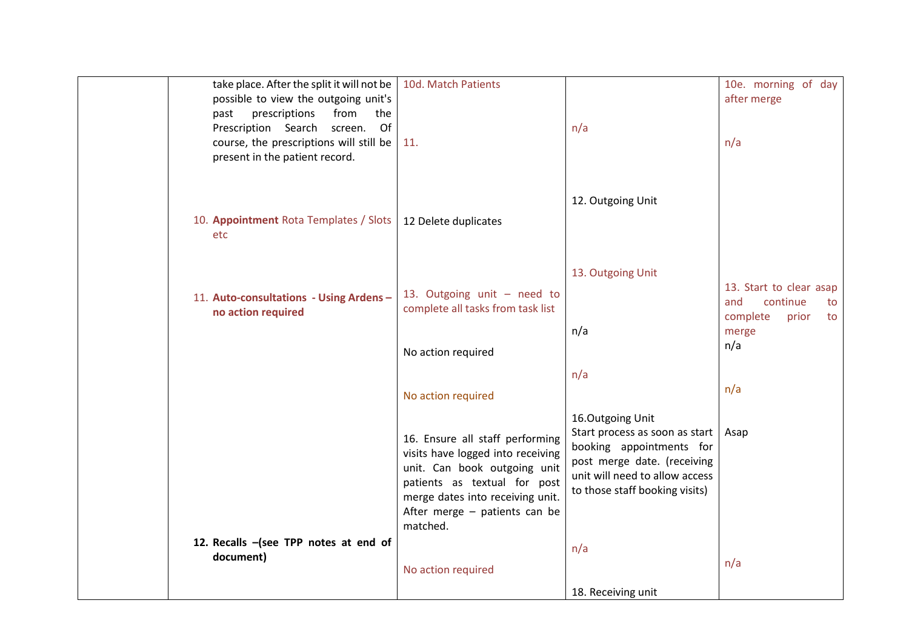| | | | | |
|---|---|---|---|---|
| | take place. After the split it will not be possible to view the outgoing unit's past prescriptions from the Prescription Search screen. Of course, the prescriptions will still be present in the patient record.<br><br>10. **Appointment** Rota Templates / Slots etc<br><br>11. **Auto-consultations - Using Ardens – no action required**<br><br>**12. Recalls –(see TPP notes at end of document)** | 10d. Match Patients<br><br>11.<br><br>12 Delete duplicates<br><br>13. Outgoing unit – need to complete all tasks from task list<br><br>No action required<br><br>No action required<br><br>16. Ensure all staff performing visits have logged into receiving unit. Can book outgoing unit patients as textual for post merge dates into receiving unit. After merge – patients can be matched.<br><br>No action required | n/a<br><br>12. Outgoing Unit<br><br>13. Outgoing Unit<br><br>n/a<br><br>n/a<br><br>16.Outgoing Unit<br>Start process as soon as start booking appointments for post merge date. (receiving unit will need to allow access to those staff booking visits)<br><br>n/a<br><br>18. Receiving unit | 10e. morning of day after merge<br><br>n/a<br><br>13. Start to clear asap and continue to complete prior to merge<br>n/a<br><br>n/a<br><br>Asap<br><br>n/a |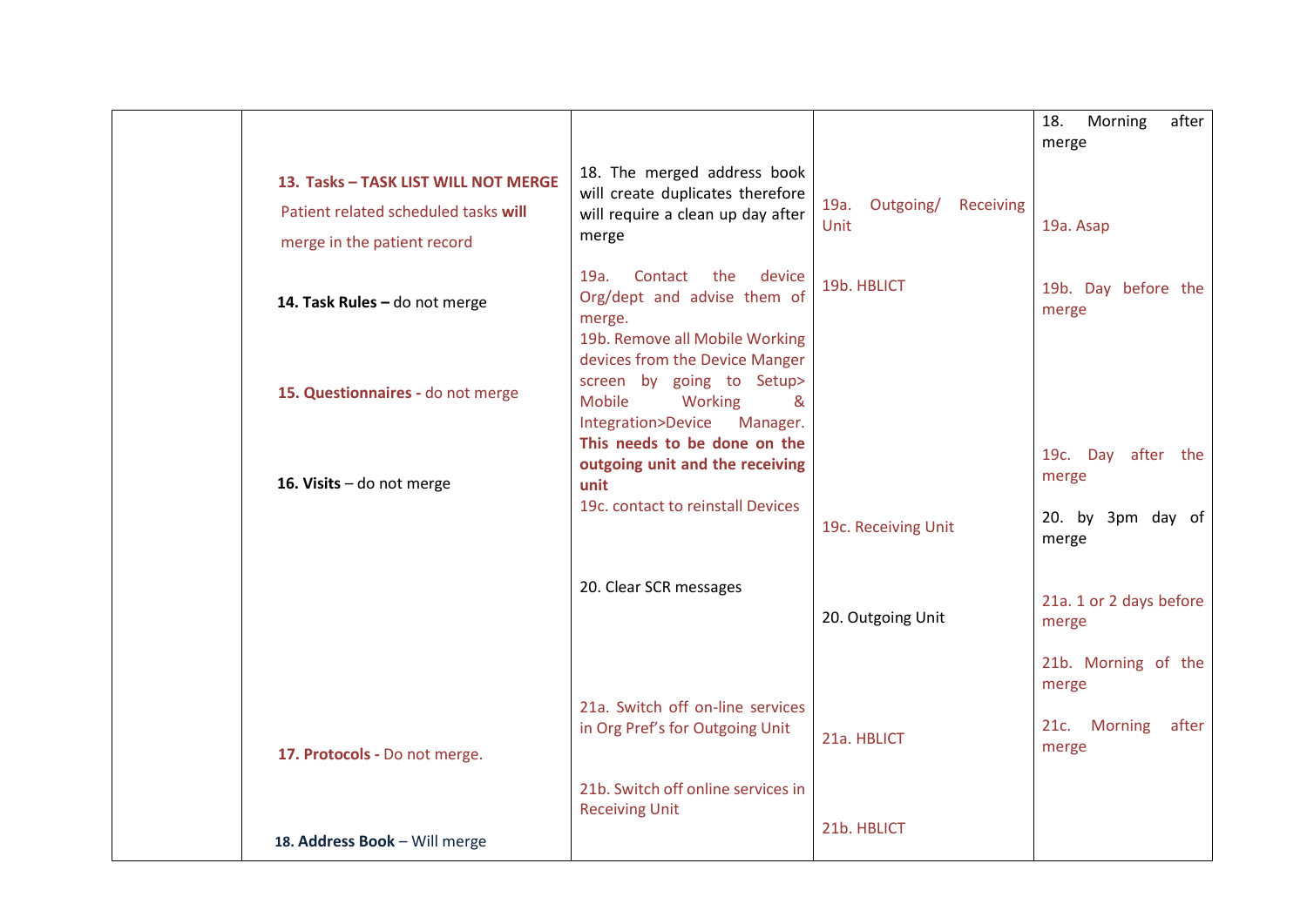| | | | | |
|---|---|---|---|---|
| | **13. Tasks – TASK LIST WILL NOT MERGE** Patient related scheduled tasks **will** merge in the patient record<br><br>**14. Task Rules –** do not merge<br><br>**15. Questionnaires -** do not merge<br><br>**16. Visits** – do not merge<br><br>**17. Protocols -** Do not merge.<br><br>**18. Address Book** – Will merge | 18. The merged address book will create duplicates therefore will require a clean up day after merge<br><br>19a. Contact the device Org/dept and advise them of merge.<br>19b. Remove all Mobile Working devices from the Device Manger screen by going to Setup> Mobile Working & Integration>Device Manager. **This needs to be done on the outgoing unit and the receiving unit**<br>19c. contact to reinstall Devices<br><br>20. Clear SCR messages<br><br>21a. Switch off on-line services in Org Pref's for Outgoing Unit<br><br>21b. Switch off online services in Receiving Unit | 19a. Outgoing/ Receiving Unit<br><br>19b. HBLICT<br><br>19c. Receiving Unit<br><br>20. Outgoing Unit<br><br>21a. HBLICT<br><br>21b. HBLICT | 18. Morning after merge<br><br>19a. Asap<br><br>19b. Day before the merge<br><br>19c. Day after the merge<br><br>20. by 3pm day of merge<br><br>21a. 1 or 2 days before merge<br><br>21b. Morning of the merge<br><br>21c. Morning after merge |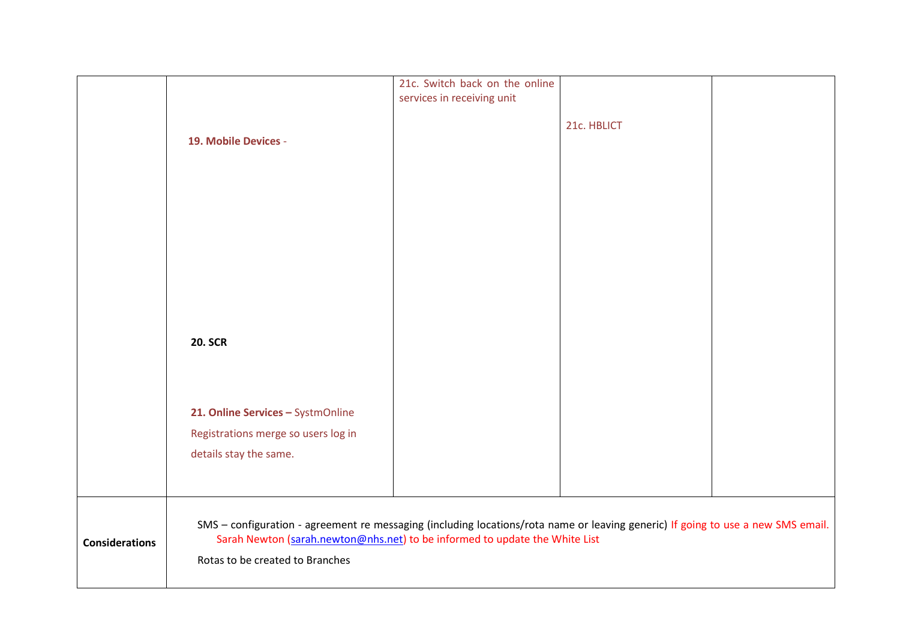|  |  |  |  |  |
|---|---|---|---|---|
|  | **19. Mobile Devices** -<br><br>**20. SCR**<br><br>**21. Online Services –** SystmOnline Registrations merge so users log in details stay the same. | 21c. Switch back on the online services in receiving unit | 21c. HBLICT |  |
| **Considerations** | SMS – configuration - agreement re messaging (including locations/rota name or leaving generic) If going to use a new SMS email. Sarah Newton (sarah.newton@nhs.net) to be informed to update the White List<br><br>Rotas to be created to Branches | | | |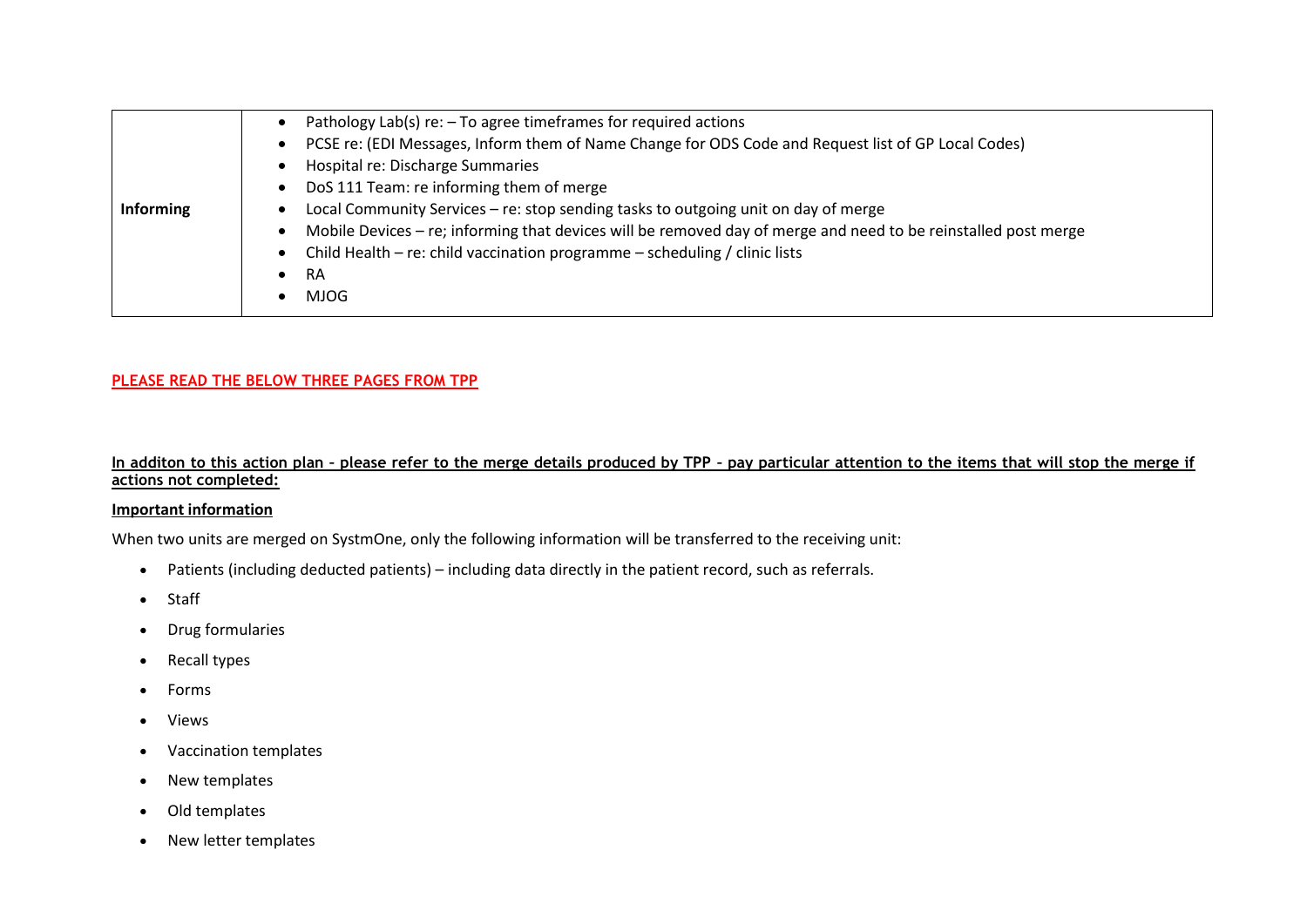| | |
|---|---|
| **Informing** | • Pathology Lab(s) re: – To agree timeframes for required actions<br>• PCSE re: (EDI Messages, Inform them of Name Change for ODS Code and Request list of GP Local Codes)<br>• Hospital re: Discharge Summaries<br>• DoS 111 Team: re informing them of merge<br>• Local Community Services – re: stop sending tasks to outgoing unit on day of merge<br>• Mobile Devices – re; informing that devices will be removed day of merge and need to be reinstalled post merge<br>• Child Health – re: child vaccination programme – scheduling / clinic lists<br>• RA<br>• MJOG |

**PLEASE READ THE BELOW THREE PAGES FROM TPP**

**In additon to this action plan - please refer to the merge details produced by TPP - pay particular attention to the items that will stop the merge if actions not completed:**

**Important information**

When two units are merged on SystmOne, only the following information will be transferred to the receiving unit:

- Patients (including deducted patients) – including data directly in the patient record, such as referrals.
- Staff
- Drug formularies
- Recall types
- Forms
- Views
- Vaccination templates
- New templates
- Old templates
- New letter templates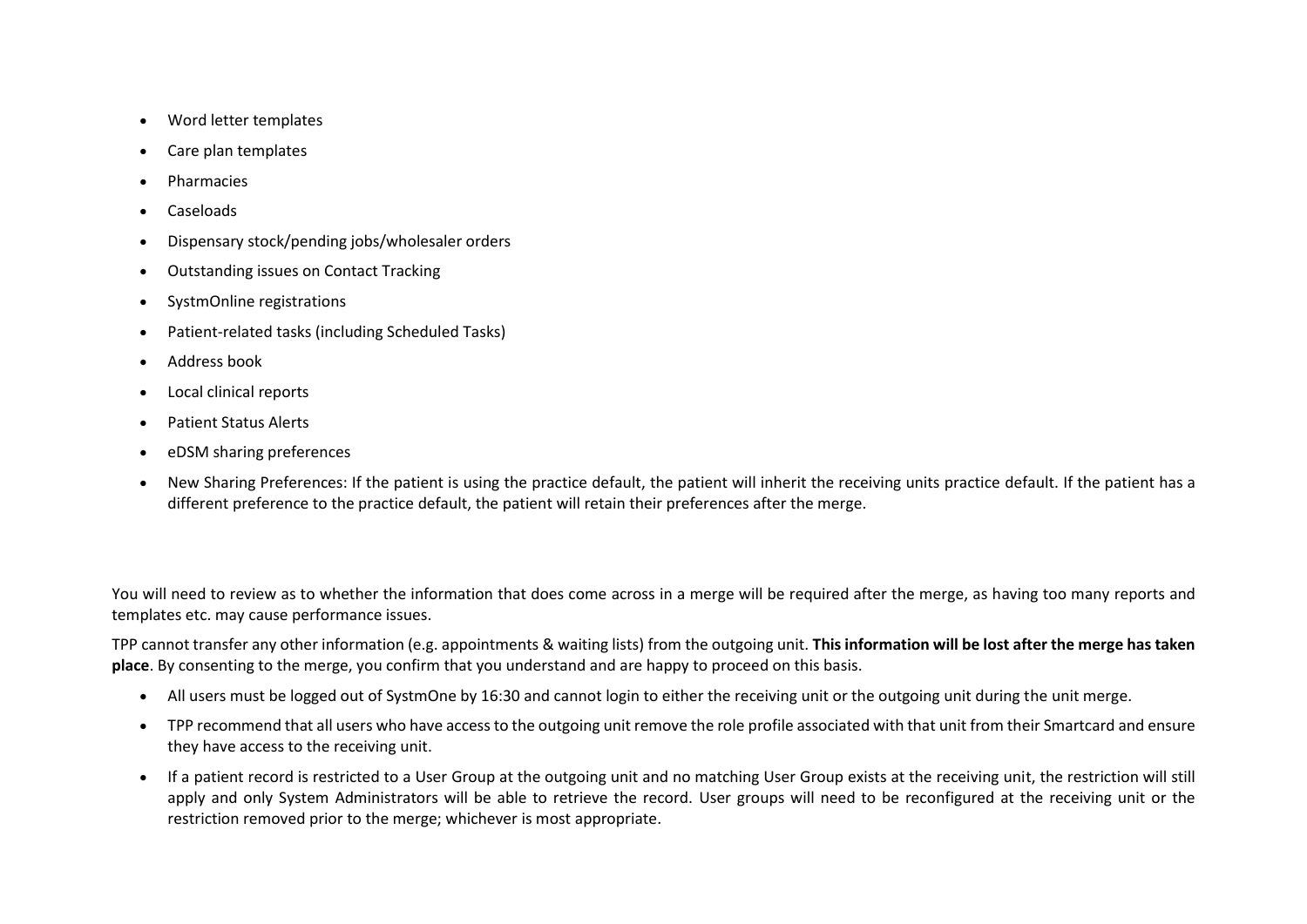- Word letter templates
- Care plan templates
- Pharmacies
- Caseloads
- Dispensary stock/pending jobs/wholesaler orders
- Outstanding issues on Contact Tracking
- SystmOnline registrations
- Patient-related tasks (including Scheduled Tasks)
- Address book
- Local clinical reports
- Patient Status Alerts
- eDSM sharing preferences
- New Sharing Preferences: If the patient is using the practice default, the patient will inherit the receiving units practice default. If the patient has a different preference to the practice default, the patient will retain their preferences after the merge.

You will need to review as to whether the information that does come across in a merge will be required after the merge, as having too many reports and templates etc. may cause performance issues.

TPP cannot transfer any other information (e.g. appointments & waiting lists) from the outgoing unit. **This information will be lost after the merge has taken place**. By consenting to the merge, you confirm that you understand and are happy to proceed on this basis.

- All users must be logged out of SystmOne by 16:30 and cannot login to either the receiving unit or the outgoing unit during the unit merge.
- TPP recommend that all users who have access to the outgoing unit remove the role profile associated with that unit from their Smartcard and ensure they have access to the receiving unit.
- If a patient record is restricted to a User Group at the outgoing unit and no matching User Group exists at the receiving unit, the restriction will still apply and only System Administrators will be able to retrieve the record. User groups will need to be reconfigured at the receiving unit or the restriction removed prior to the merge; whichever is most appropriate.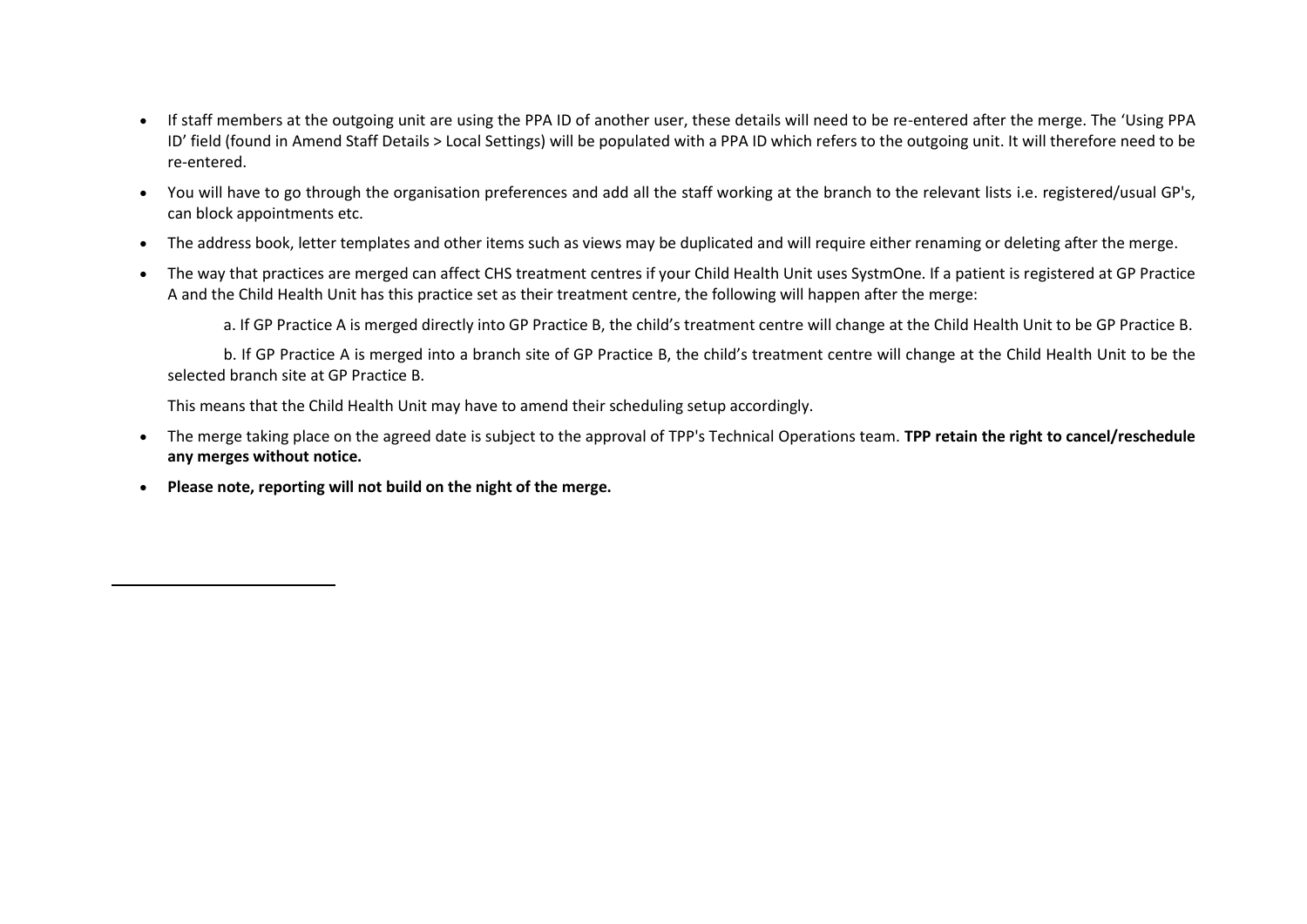- If staff members at the outgoing unit are using the PPA ID of another user, these details will need to be re-entered after the merge. The 'Using PPA ID' field (found in Amend Staff Details > Local Settings) will be populated with a PPA ID which refers to the outgoing unit. It will therefore need to be re-entered.
- You will have to go through the organisation preferences and add all the staff working at the branch to the relevant lists i.e. registered/usual GP's, can block appointments etc.
- The address book, letter templates and other items such as views may be duplicated and will require either renaming or deleting after the merge.
- The way that practices are merged can affect CHS treatment centres if your Child Health Unit uses SystmOne. If a patient is registered at GP Practice A and the Child Health Unit has this practice set as their treatment centre, the following will happen after the merge:

  a. If GP Practice A is merged directly into GP Practice B, the child's treatment centre will change at the Child Health Unit to be GP Practice B.

  b. If GP Practice A is merged into a branch site of GP Practice B, the child's treatment centre will change at the Child Health Unit to be the selected branch site at GP Practice B.

  This means that the Child Health Unit may have to amend their scheduling setup accordingly.
- The merge taking place on the agreed date is subject to the approval of TPP's Technical Operations team. **TPP retain the right to cancel/reschedule any merges without notice.**
- **Please note, reporting will not build on the night of the merge.**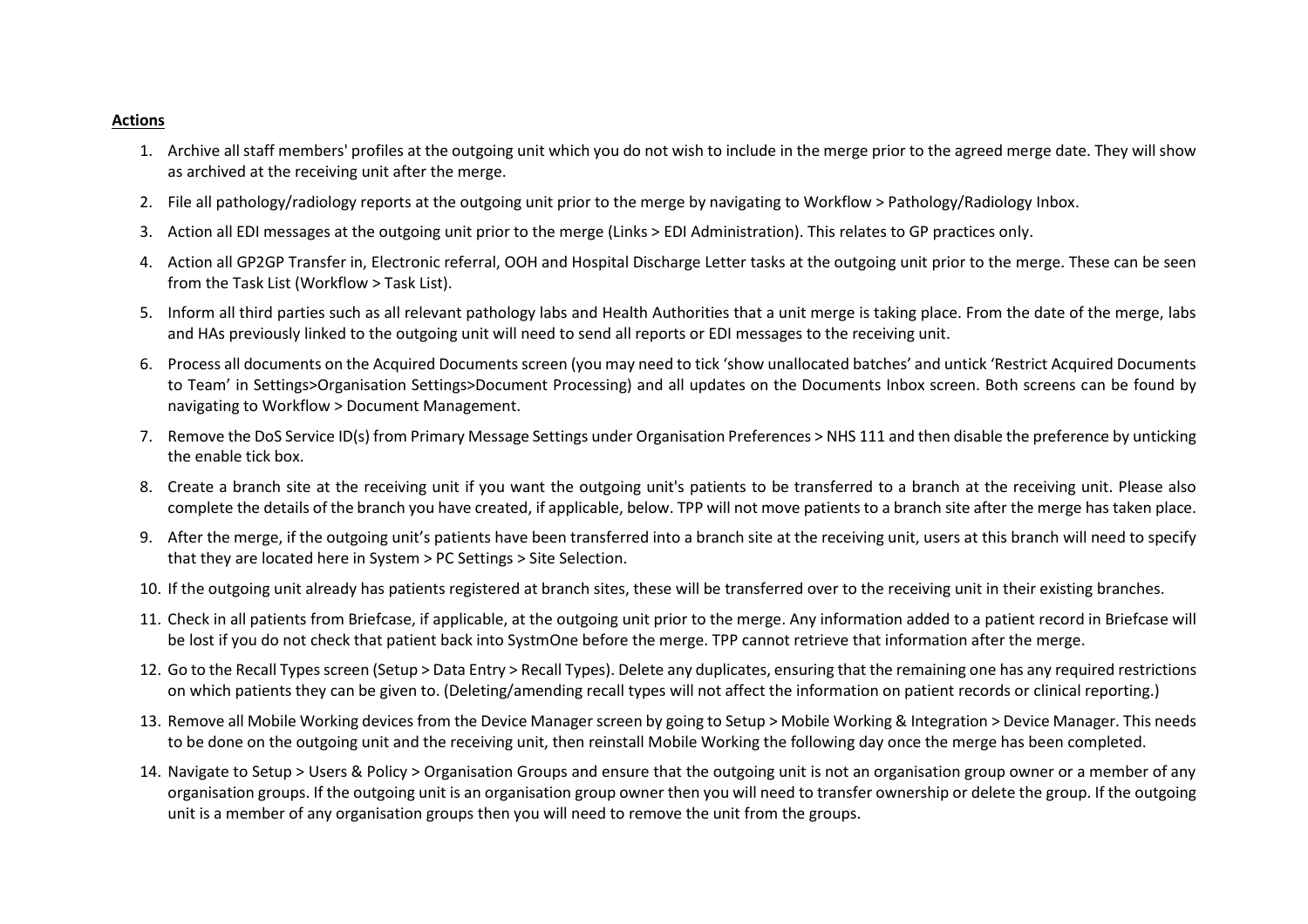**Actions**

1. Archive all staff members' profiles at the outgoing unit which you do not wish to include in the merge prior to the agreed merge date. They will show as archived at the receiving unit after the merge.
2. File all pathology/radiology reports at the outgoing unit prior to the merge by navigating to Workflow > Pathology/Radiology Inbox.
3. Action all EDI messages at the outgoing unit prior to the merge (Links > EDI Administration). This relates to GP practices only.
4. Action all GP2GP Transfer in, Electronic referral, OOH and Hospital Discharge Letter tasks at the outgoing unit prior to the merge. These can be seen from the Task List (Workflow > Task List).
5. Inform all third parties such as all relevant pathology labs and Health Authorities that a unit merge is taking place. From the date of the merge, labs and HAs previously linked to the outgoing unit will need to send all reports or EDI messages to the receiving unit.
6. Process all documents on the Acquired Documents screen (you may need to tick 'show unallocated batches' and untick 'Restrict Acquired Documents to Team' in Settings>Organisation Settings>Document Processing) and all updates on the Documents Inbox screen. Both screens can be found by navigating to Workflow > Document Management.
7. Remove the DoS Service ID(s) from Primary Message Settings under Organisation Preferences > NHS 111 and then disable the preference by unticking the enable tick box.
8. Create a branch site at the receiving unit if you want the outgoing unit's patients to be transferred to a branch at the receiving unit. Please also complete the details of the branch you have created, if applicable, below. TPP will not move patients to a branch site after the merge has taken place.
9. After the merge, if the outgoing unit's patients have been transferred into a branch site at the receiving unit, users at this branch will need to specify that they are located here in System > PC Settings > Site Selection.
10. If the outgoing unit already has patients registered at branch sites, these will be transferred over to the receiving unit in their existing branches.
11. Check in all patients from Briefcase, if applicable, at the outgoing unit prior to the merge. Any information added to a patient record in Briefcase will be lost if you do not check that patient back into SystmOne before the merge. TPP cannot retrieve that information after the merge.
12. Go to the Recall Types screen (Setup > Data Entry > Recall Types). Delete any duplicates, ensuring that the remaining one has any required restrictions on which patients they can be given to. (Deleting/amending recall types will not affect the information on patient records or clinical reporting.)
13. Remove all Mobile Working devices from the Device Manager screen by going to Setup > Mobile Working & Integration > Device Manager. This needs to be done on the outgoing unit and the receiving unit, then reinstall Mobile Working the following day once the merge has been completed.
14. Navigate to Setup > Users & Policy > Organisation Groups and ensure that the outgoing unit is not an organisation group owner or a member of any organisation groups. If the outgoing unit is an organisation group owner then you will need to transfer ownership or delete the group. If the outgoing unit is a member of any organisation groups then you will need to remove the unit from the groups.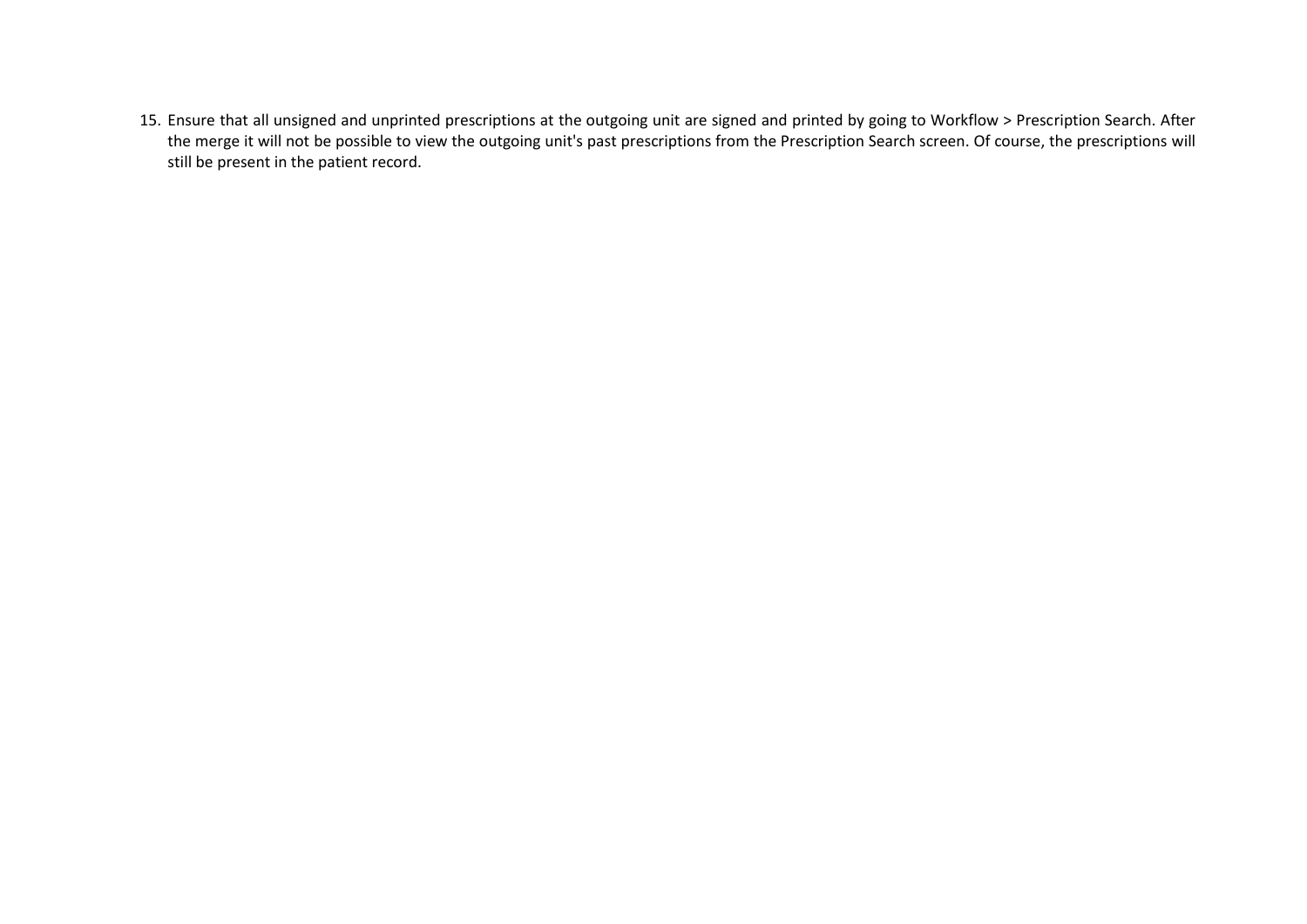15. Ensure that all unsigned and unprinted prescriptions at the outgoing unit are signed and printed by going to Workflow > Prescription Search. After the merge it will not be possible to view the outgoing unit's past prescriptions from the Prescription Search screen. Of course, the prescriptions will still be present in the patient record.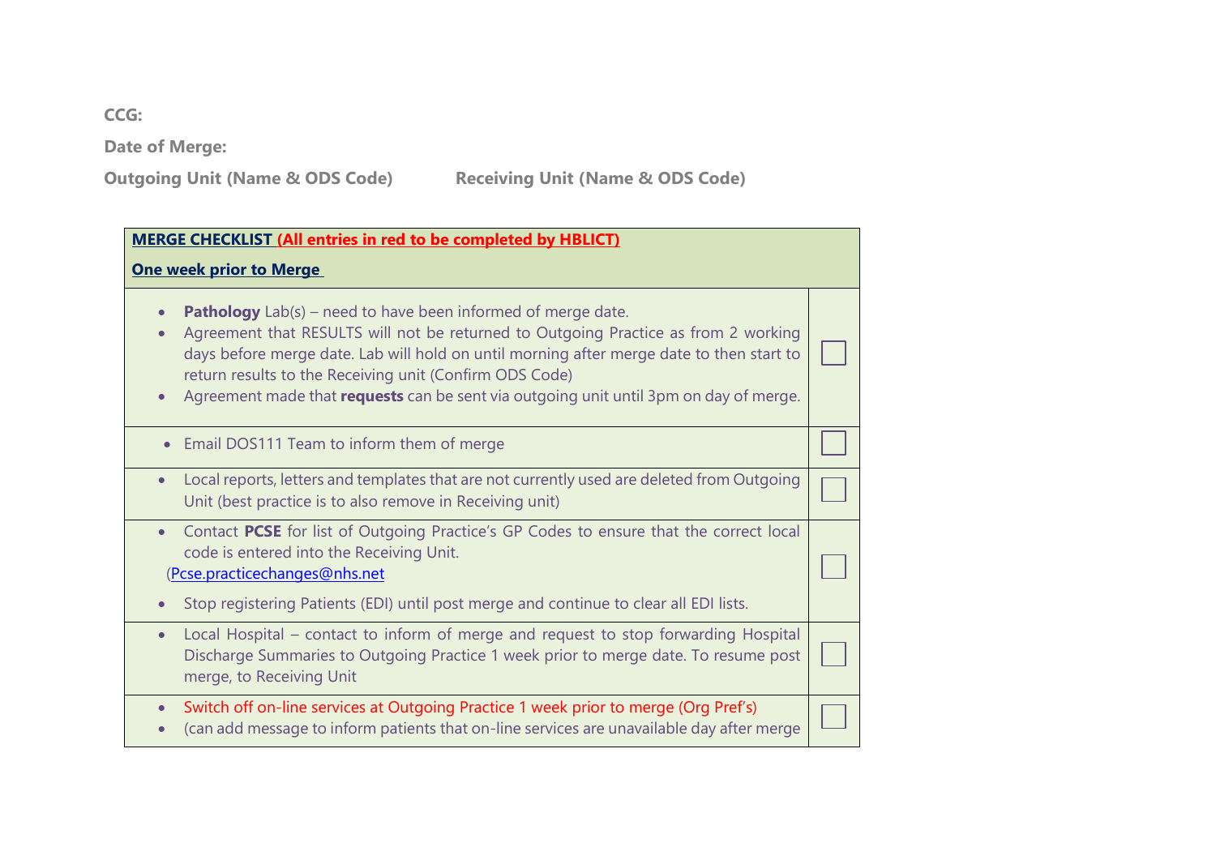**CCG:**

**Date of Merge:**

**Outgoing Unit (Name & ODS Code)** **Receiving Unit (Name & ODS Code)**

| **MERGE CHECKLIST (All entries in red to be completed by HBLICT)**<br><br>**One week prior to Merge** | |
|---|---|
| • **Pathology** Lab(s) – need to have been informed of merge date.<br>• Agreement that RESULTS will not be returned to Outgoing Practice as from 2 working days before merge date. Lab will hold on until morning after merge date to then start to return results to the Receiving unit (Confirm ODS Code)<br>• Agreement made that **requests** can be sent via outgoing unit until 3pm on day of merge. | ☐ |
| • Email DOS111 Team to inform them of merge | ☐ |
| • Local reports, letters and templates that are not currently used are deleted from Outgoing Unit (best practice is to also remove in Receiving unit) | ☐ |
| • Contact **PCSE** for list of Outgoing Practice's GP Codes to ensure that the correct local code is entered into the Receiving Unit. (Pcse.practicechanges@nhs.net<br>• Stop registering Patients (EDI) until post merge and continue to clear all EDI lists. | ☐ |
| • Local Hospital – contact to inform of merge and request to stop forwarding Hospital Discharge Summaries to Outgoing Practice 1 week prior to merge date. To resume post merge, to Receiving Unit | ☐ |
| • Switch off on-line services at Outgoing Practice 1 week prior to merge (Org Pref's)<br>• (can add message to inform patients that on-line services are unavailable day after merge | ☐ |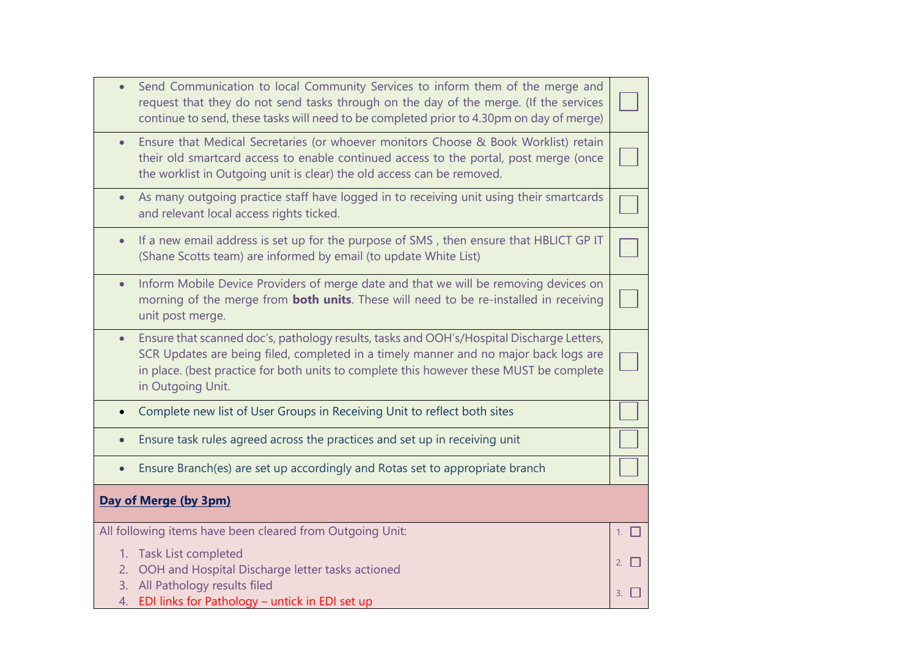| | |
|---|---|
| • Send Communication to local Community Services to inform them of the merge and request that they do not send tasks through on the day of the merge. (If the services continue to send, these tasks will need to be completed prior to 4.30pm on day of merge) | ☐ |
| • Ensure that Medical Secretaries (or whoever monitors Choose & Book Worklist) retain their old smartcard access to enable continued access to the portal, post merge (once the worklist in Outgoing unit is clear) the old access can be removed. | ☐ |
| • As many outgoing practice staff have logged in to receiving unit using their smartcards and relevant local access rights ticked. | ☐ |
| • If a new email address is set up for the purpose of SMS , then ensure that HBLICT GP IT (Shane Scotts team) are informed by email (to update White List) | ☐ |
| • Inform Mobile Device Providers of merge date and that we will be removing devices on morning of the merge from **both units**. These will need to be re-installed in receiving unit post merge. | ☐ |
| • Ensure that scanned doc's, pathology results, tasks and OOH's/Hospital Discharge Letters, SCR Updates are being filed, completed in a timely manner and no major back logs are in place. (best practice for both units to complete this however these MUST be complete in Outgoing Unit. | ☐ |
| • Complete new list of User Groups in Receiving Unit to reflect both sites | ☐ |
| • Ensure task rules agreed across the practices and set up in receiving unit | ☐ |
| • Ensure Branch(es) are set up accordingly and Rotas set to appropriate branch | ☐ |
| **Day of Merge (by 3pm)** | |
| All following items have been cleared from Outgoing Unit:<br>1. Task List completed<br>2. OOH and Hospital Discharge letter tasks actioned<br>3. All Pathology results filed<br>4. EDI links for Pathology – untick in EDI set up | 1. ☐<br>2. ☐<br>3. ☐ |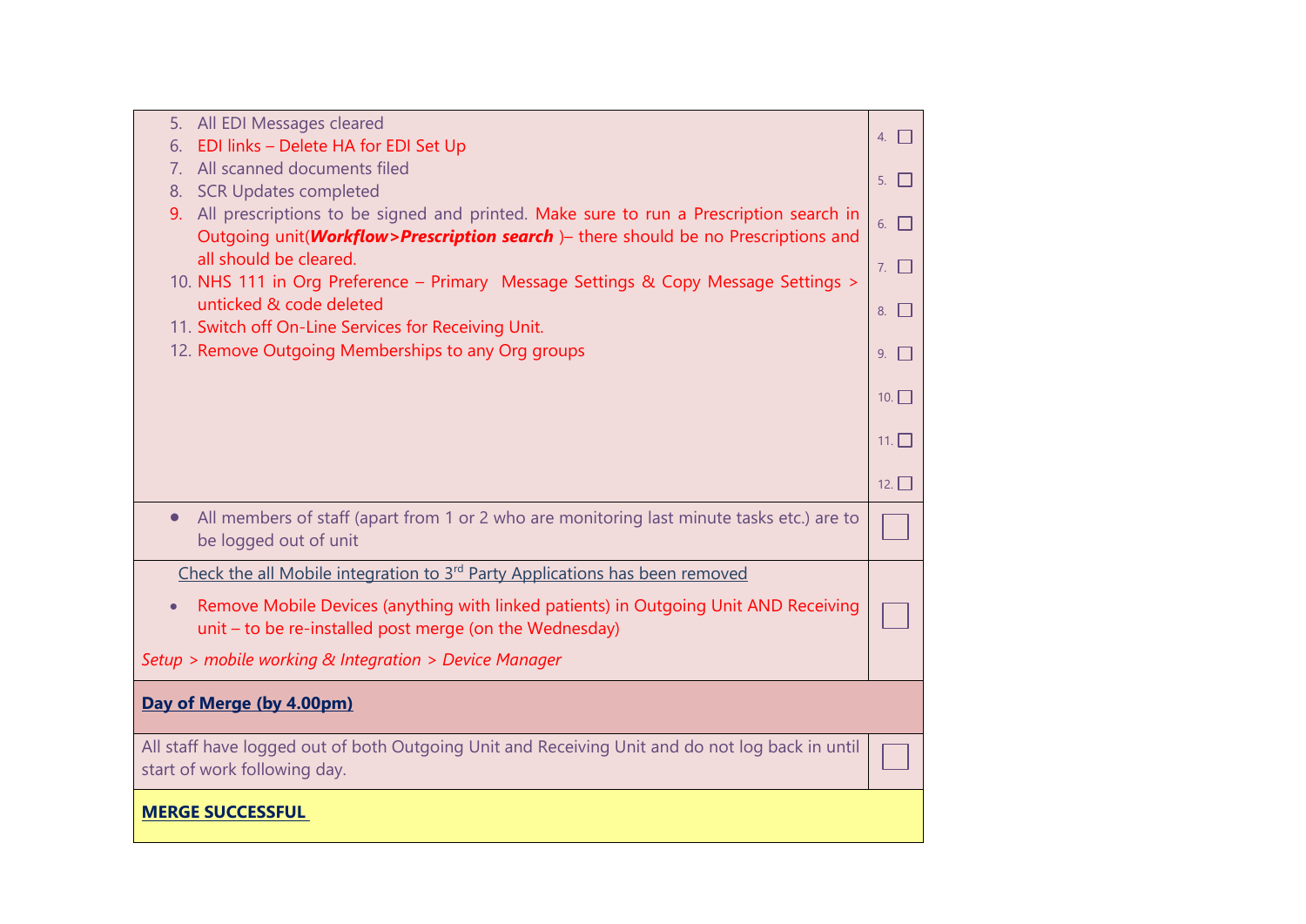| | |
|---|---|
| 5. All EDI Messages cleared<br>6. EDI links – Delete HA for EDI Set Up<br>7. All scanned documents filed<br>8. SCR Updates completed<br>9. All prescriptions to be signed and printed. Make sure to run a Prescription search in Outgoing unit(***Workflow>Prescription search*** )– there should be no Prescriptions and all should be cleared.<br>10. NHS 111 in Org Preference – Primary Message Settings & Copy Message Settings > unticked & code deleted<br>11. Switch off On-Line Services for Receiving Unit.<br>12. Remove Outgoing Memberships to any Org groups | 4. ☐<br>5. ☐<br>6. ☐<br>7. ☐<br>8. ☐<br>9. ☐<br>10. ☐<br>11. ☐<br>12. ☐ |
| • All members of staff (apart from 1 or 2 who are monitoring last minute tasks etc.) are to be logged out of unit | ☐ |
| Check the all Mobile integration to 3rd Party Applications has been removed<br>• Remove Mobile Devices (anything with linked patients) in Outgoing Unit AND Receiving unit – to be re-installed post merge (on the Wednesday)<br>*Setup > mobile working & Integration > Device Manager* | ☐ |
| **Day of Merge (by 4.00pm)** | |
| All staff have logged out of both Outgoing Unit and Receiving Unit and do not log back in until start of work following day. | ☐ |
| **MERGE SUCCESSFUL** | |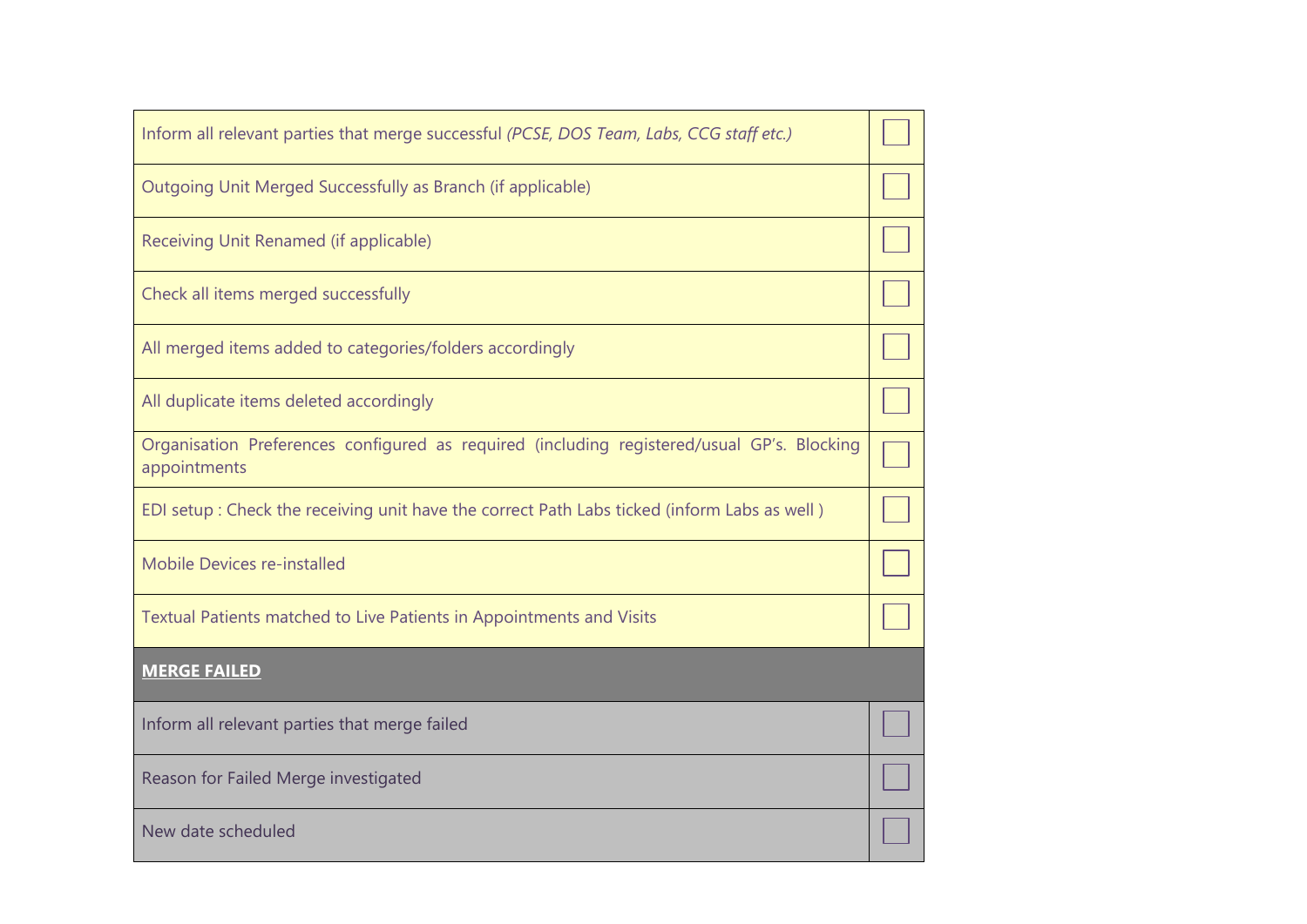| | |
|---|---|
| Inform all relevant parties that merge successful *(PCSE, DOS Team, Labs, CCG staff etc.)* | ☐ |
| Outgoing Unit Merged Successfully as Branch (if applicable) | ☐ |
| Receiving Unit Renamed (if applicable) | ☐ |
| Check all items merged successfully | ☐ |
| All merged items added to categories/folders accordingly | ☐ |
| All duplicate items deleted accordingly | ☐ |
| Organisation Preferences configured as required (including registered/usual GP's. Blocking appointments | ☐ |
| EDI setup : Check the receiving unit have the correct Path Labs ticked (inform Labs as well ) | ☐ |
| Mobile Devices re-installed | ☐ |
| Textual Patients matched to Live Patients in Appointments and Visits | ☐ |
| **MERGE FAILED** | |
| Inform all relevant parties that merge failed | ☐ |
| Reason for Failed Merge investigated | ☐ |
| New date scheduled | ☐ |